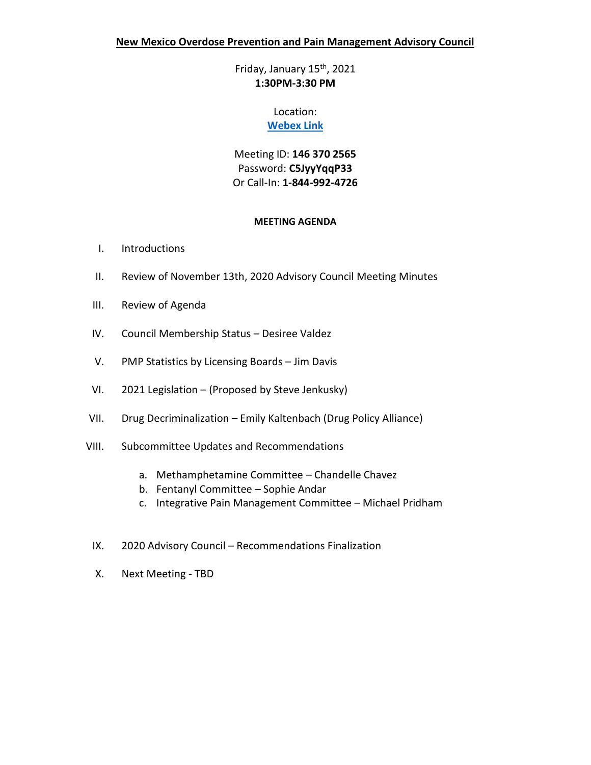# New Mexico Overdose Prevention and Pain Management Advisory Council

Friday, January 15th, 2021
**1:30PM-3:30 PM**

Location:
**Webex Link**

Meeting ID: **146 370 2565**
Password: **C5JyyYqqP33**
Or Call-In: **1-844-992-4726**

## MEETING AGENDA

I. Introductions

II. Review of November 13th, 2020 Advisory Council Meeting Minutes

III. Review of Agenda

IV. Council Membership Status – Desiree Valdez

V. PMP Statistics by Licensing Boards – Jim Davis

VI. 2021 Legislation – (Proposed by Steve Jenkusky)

VII. Drug Decriminalization – Emily Kaltenbach (Drug Policy Alliance)

VIII. Subcommittee Updates and Recommendations

   a. Methamphetamine Committee – Chandelle Chavez
   b. Fentanyl Committee – Sophie Andar
   c. Integrative Pain Management Committee – Michael Pridham

IX. 2020 Advisory Council – Recommendations Finalization

X. Next Meeting - TBD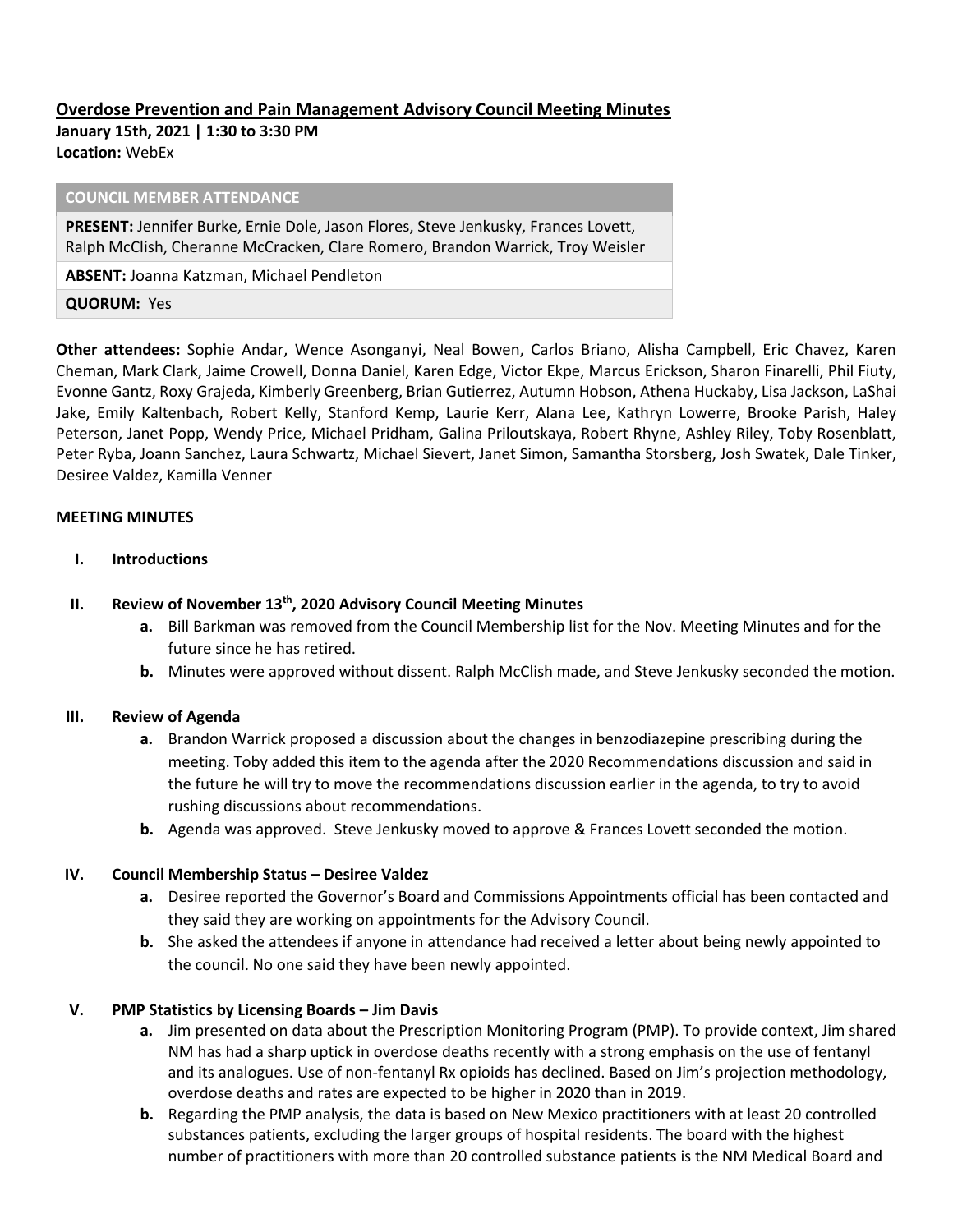# Overdose Prevention and Pain Management Advisory Council Meeting Minutes

**January 15th, 2021 | 1:30 to 3:30 PM**
**Location:** WebEx

| COUNCIL MEMBER ATTENDANCE |
|---|
| **PRESENT:** Jennifer Burke, Ernie Dole, Jason Flores, Steve Jenkusky, Frances Lovett, Ralph McClish, Cheranne McCracken, Clare Romero, Brandon Warrick, Troy Weisler |
| **ABSENT:** Joanna Katzman, Michael Pendleton |
| **QUORUM:** Yes |

**Other attendees:** Sophie Andar, Wence Asonganyi, Neal Bowen, Carlos Briano, Alisha Campbell, Eric Chavez, Karen Cheman, Mark Clark, Jaime Crowell, Donna Daniel, Karen Edge, Victor Ekpe, Marcus Erickson, Sharon Finarelli, Phil Fiuty, Evonne Gantz, Roxy Grajeda, Kimberly Greenberg, Brian Gutierrez, Autumn Hobson, Athena Huckaby, Lisa Jackson, LaShai Jake, Emily Kaltenbach, Robert Kelly, Stanford Kemp, Laurie Kerr, Alana Lee, Kathryn Lowerre, Brooke Parish, Haley Peterson, Janet Popp, Wendy Price, Michael Pridham, Galina Priloutskaya, Robert Rhyne, Ashley Riley, Toby Rosenblatt, Peter Ryba, Joann Sanchez, Laura Schwartz, Michael Sievert, Janet Simon, Samantha Storsberg, Josh Swatek, Dale Tinker, Desiree Valdez, Kamilla Venner

**MEETING MINUTES**

**I. Introductions**

**II. Review of November 13th, 2020 Advisory Council Meeting Minutes**

a. Bill Barkman was removed from the Council Membership list for the Nov. Meeting Minutes and for the future since he has retired.

b. Minutes were approved without dissent. Ralph McClish made, and Steve Jenkusky seconded the motion.

**III. Review of Agenda**

a. Brandon Warrick proposed a discussion about the changes in benzodiazepine prescribing during the meeting. Toby added this item to the agenda after the 2020 Recommendations discussion and said in the future he will try to move the recommendations discussion earlier in the agenda, to try to avoid rushing discussions about recommendations.

b. Agenda was approved. Steve Jenkusky moved to approve & Frances Lovett seconded the motion.

**IV. Council Membership Status – Desiree Valdez**

a. Desiree reported the Governor's Board and Commissions Appointments official has been contacted and they said they are working on appointments for the Advisory Council.

b. She asked the attendees if anyone in attendance had received a letter about being newly appointed to the council. No one said they have been newly appointed.

**V. PMP Statistics by Licensing Boards – Jim Davis**

a. Jim presented on data about the Prescription Monitoring Program (PMP). To provide context, Jim shared NM has had a sharp uptick in overdose deaths recently with a strong emphasis on the use of fentanyl and its analogues. Use of non-fentanyl Rx opioids has declined. Based on Jim's projection methodology, overdose deaths and rates are expected to be higher in 2020 than in 2019.

b. Regarding the PMP analysis, the data is based on New Mexico practitioners with at least 20 controlled substances patients, excluding the larger groups of hospital residents. The board with the highest number of practitioners with more than 20 controlled substance patients is the NM Medical Board and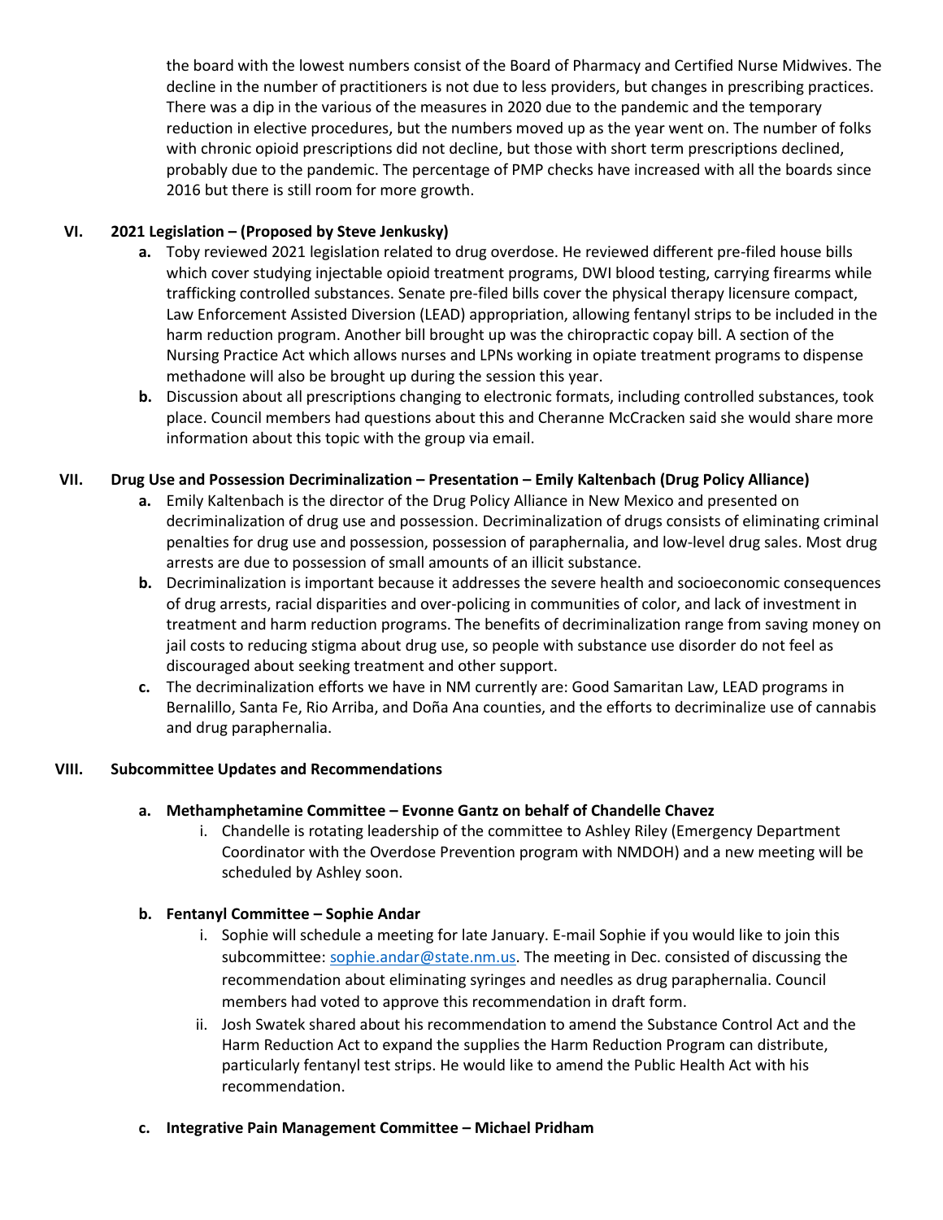the board with the lowest numbers consist of the Board of Pharmacy and Certified Nurse Midwives. The decline in the number of practitioners is not due to less providers, but changes in prescribing practices. There was a dip in the various of the measures in 2020 due to the pandemic and the temporary reduction in elective procedures, but the numbers moved up as the year went on. The number of folks with chronic opioid prescriptions did not decline, but those with short term prescriptions declined, probably due to the pandemic. The percentage of PMP checks have increased with all the boards since 2016 but there is still room for more growth.

**VI. 2021 Legislation – (Proposed by Steve Jenkusky)**

- **a.** Toby reviewed 2021 legislation related to drug overdose. He reviewed different pre-filed house bills which cover studying injectable opioid treatment programs, DWI blood testing, carrying firearms while trafficking controlled substances. Senate pre-filed bills cover the physical therapy licensure compact, Law Enforcement Assisted Diversion (LEAD) appropriation, allowing fentanyl strips to be included in the harm reduction program. Another bill brought up was the chiropractic copay bill. A section of the Nursing Practice Act which allows nurses and LPNs working in opiate treatment programs to dispense methadone will also be brought up during the session this year.
- **b.** Discussion about all prescriptions changing to electronic formats, including controlled substances, took place. Council members had questions about this and Cheranne McCracken said she would share more information about this topic with the group via email.

**VII. Drug Use and Possession Decriminalization – Presentation – Emily Kaltenbach (Drug Policy Alliance)**

- **a.** Emily Kaltenbach is the director of the Drug Policy Alliance in New Mexico and presented on decriminalization of drug use and possession. Decriminalization of drugs consists of eliminating criminal penalties for drug use and possession, possession of paraphernalia, and low-level drug sales. Most drug arrests are due to possession of small amounts of an illicit substance.
- **b.** Decriminalization is important because it addresses the severe health and socioeconomic consequences of drug arrests, racial disparities and over-policing in communities of color, and lack of investment in treatment and harm reduction programs. The benefits of decriminalization range from saving money on jail costs to reducing stigma about drug use, so people with substance use disorder do not feel as discouraged about seeking treatment and other support.
- **c.** The decriminalization efforts we have in NM currently are: Good Samaritan Law, LEAD programs in Bernalillo, Santa Fe, Rio Arriba, and Doña Ana counties, and the efforts to decriminalize use of cannabis and drug paraphernalia.

**VIII. Subcommittee Updates and Recommendations**

- **a. Methamphetamine Committee – Evonne Gantz on behalf of Chandelle Chavez**
  - i. Chandelle is rotating leadership of the committee to Ashley Riley (Emergency Department Coordinator with the Overdose Prevention program with NMDOH) and a new meeting will be scheduled by Ashley soon.
- **b. Fentanyl Committee – Sophie Andar**
  - i. Sophie will schedule a meeting for late January. E-mail Sophie if you would like to join this subcommittee: sophie.andar@state.nm.us. The meeting in Dec. consisted of discussing the recommendation about eliminating syringes and needles as drug paraphernalia. Council members had voted to approve this recommendation in draft form.
  - ii. Josh Swatek shared about his recommendation to amend the Substance Control Act and the Harm Reduction Act to expand the supplies the Harm Reduction Program can distribute, particularly fentanyl test strips. He would like to amend the Public Health Act with his recommendation.
- **c. Integrative Pain Management Committee – Michael Pridham**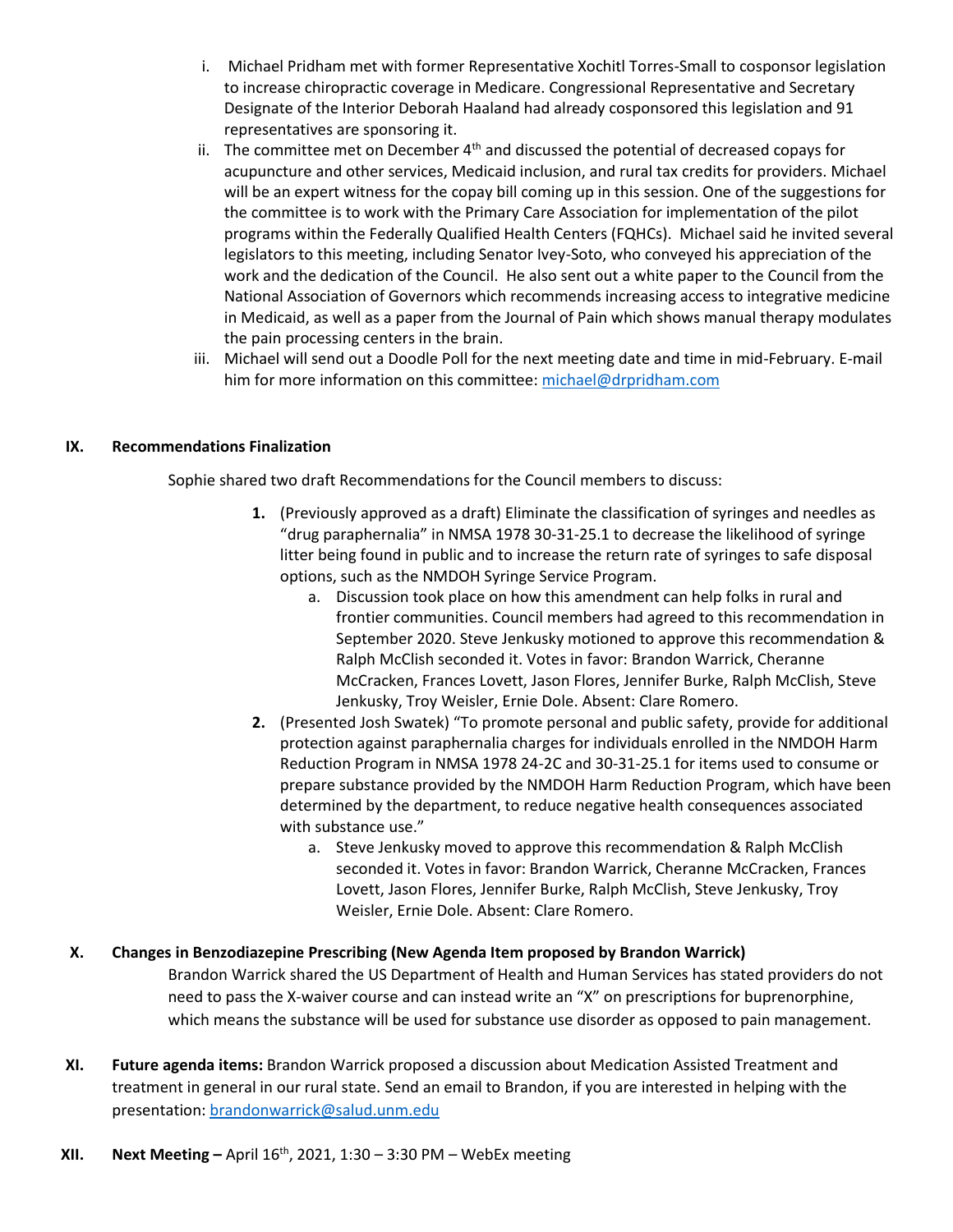i. Michael Pridham met with former Representative Xochitl Torres-Small to cosponsor legislation to increase chiropractic coverage in Medicare. Congressional Representative and Secretary Designate of the Interior Deborah Haaland had already cosponsored this legislation and 91 representatives are sponsoring it.

ii. The committee met on December 4th and discussed the potential of decreased copays for acupuncture and other services, Medicaid inclusion, and rural tax credits for providers. Michael will be an expert witness for the copay bill coming up in this session. One of the suggestions for the committee is to work with the Primary Care Association for implementation of the pilot programs within the Federally Qualified Health Centers (FQHCs). Michael said he invited several legislators to this meeting, including Senator Ivey-Soto, who conveyed his appreciation of the work and the dedication of the Council. He also sent out a white paper to the Council from the National Association of Governors which recommends increasing access to integrative medicine in Medicaid, as well as a paper from the Journal of Pain which shows manual therapy modulates the pain processing centers in the brain.

iii. Michael will send out a Doodle Poll for the next meeting date and time in mid-February. E-mail him for more information on this committee: michael@drpridham.com

**IX. Recommendations Finalization**

Sophie shared two draft Recommendations for the Council members to discuss:

1. (Previously approved as a draft) Eliminate the classification of syringes and needles as "drug paraphernalia" in NMSA 1978 30-31-25.1 to decrease the likelihood of syringe litter being found in public and to increase the return rate of syringes to safe disposal options, such as the NMDOH Syringe Service Program.
   a. Discussion took place on how this amendment can help folks in rural and frontier communities. Council members had agreed to this recommendation in September 2020. Steve Jenkusky motioned to approve this recommendation & Ralph McClish seconded it. Votes in favor: Brandon Warrick, Cheranne McCracken, Frances Lovett, Jason Flores, Jennifer Burke, Ralph McClish, Steve Jenkusky, Troy Weisler, Ernie Dole. Absent: Clare Romero.
2. (Presented Josh Swatek) "To promote personal and public safety, provide for additional protection against paraphernalia charges for individuals enrolled in the NMDOH Harm Reduction Program in NMSA 1978 24-2C and 30-31-25.1 for items used to consume or prepare substance provided by the NMDOH Harm Reduction Program, which have been determined by the department, to reduce negative health consequences associated with substance use."
   a. Steve Jenkusky moved to approve this recommendation & Ralph McClish seconded it. Votes in favor: Brandon Warrick, Cheranne McCracken, Frances Lovett, Jason Flores, Jennifer Burke, Ralph McClish, Steve Jenkusky, Troy Weisler, Ernie Dole. Absent: Clare Romero.

**X. Changes in Benzodiazepine Prescribing (New Agenda Item proposed by Brandon Warrick)**

Brandon Warrick shared the US Department of Health and Human Services has stated providers do not need to pass the X-waiver course and can instead write an "X" on prescriptions for buprenorphine, which means the substance will be used for substance use disorder as opposed to pain management.

**XI. Future agenda items:** Brandon Warrick proposed a discussion about Medication Assisted Treatment and treatment in general in our rural state. Send an email to Brandon, if you are interested in helping with the presentation: brandonwarrick@salud.unm.edu

**XII. Next Meeting –** April 16th, 2021, 1:30 – 3:30 PM – WebEx meeting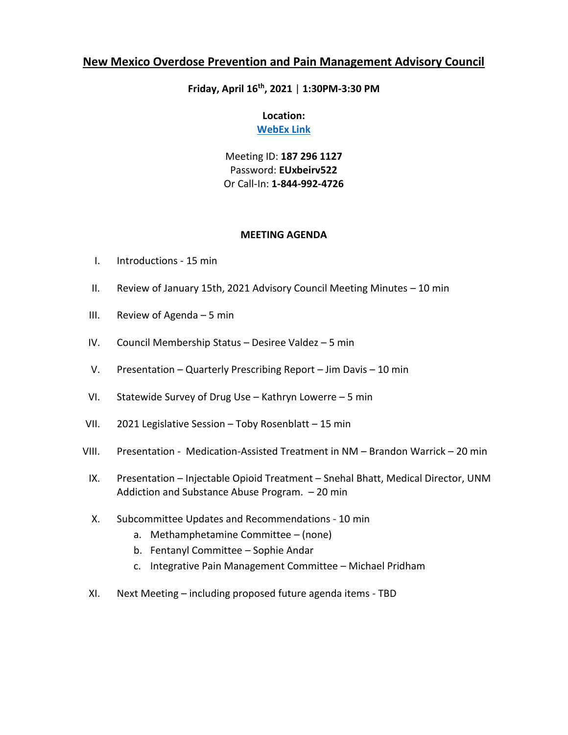# New Mexico Overdose Prevention and Pain Management Advisory Council

**Friday, April 16th, 2021 | 1:30PM-3:30 PM**

**Location:**
**[WebEx Link]()**

Meeting ID: **187 296 1127**
Password: **EUxbeirv522**
Or Call-In: **1-844-992-4726**

**MEETING AGENDA**

I. Introductions - 15 min

II. Review of January 15th, 2021 Advisory Council Meeting Minutes – 10 min

III. Review of Agenda – 5 min

IV. Council Membership Status – Desiree Valdez – 5 min

V. Presentation – Quarterly Prescribing Report – Jim Davis – 10 min

VI. Statewide Survey of Drug Use – Kathryn Lowerre – 5 min

VII. 2021 Legislative Session – Toby Rosenblatt – 15 min

VIII. Presentation - Medication-Assisted Treatment in NM – Brandon Warrick – 20 min

IX. Presentation – Injectable Opioid Treatment – Snehal Bhatt, Medical Director, UNM Addiction and Substance Abuse Program. – 20 min

X. Subcommittee Updates and Recommendations - 10 min
   a. Methamphetamine Committee – (none)
   b. Fentanyl Committee – Sophie Andar
   c. Integrative Pain Management Committee – Michael Pridham

XI. Next Meeting – including proposed future agenda items - TBD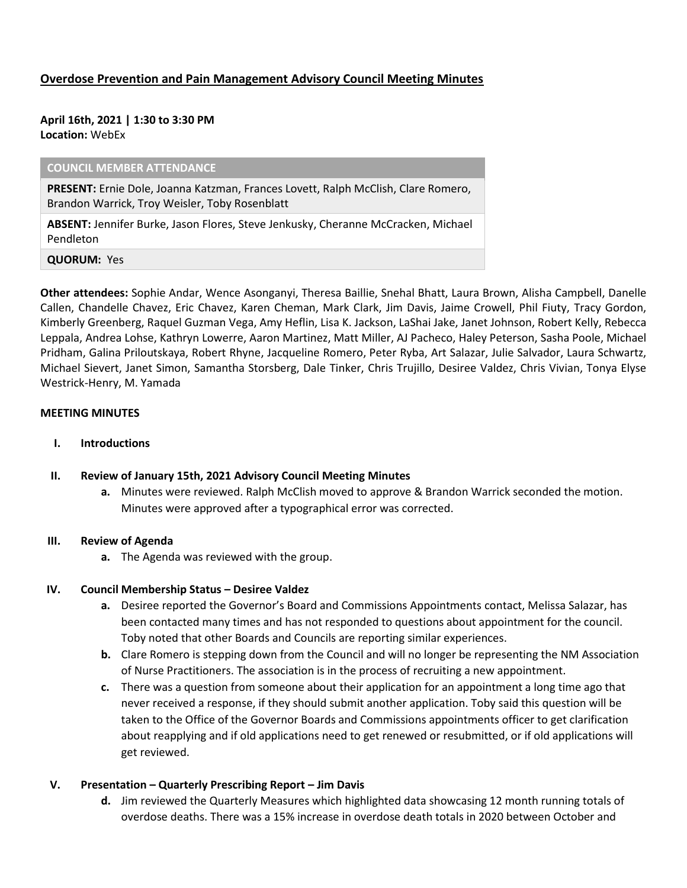## Overdose Prevention and Pain Management Advisory Council Meeting Minutes

**April 16th, 2021 | 1:30 to 3:30 PM**
**Location:** WebEx

| COUNCIL MEMBER ATTENDANCE |
| --- |
| **PRESENT:** Ernie Dole, Joanna Katzman, Frances Lovett, Ralph McClish, Clare Romero, Brandon Warrick, Troy Weisler, Toby Rosenblatt |
| **ABSENT:** Jennifer Burke, Jason Flores, Steve Jenkusky, Cheranne McCracken, Michael Pendleton |
| **QUORUM:** Yes |

**Other attendees:** Sophie Andar, Wence Asonganyi, Theresa Baillie, Snehal Bhatt, Laura Brown, Alisha Campbell, Danelle Callen, Chandelle Chavez, Eric Chavez, Karen Cheman, Mark Clark, Jim Davis, Jaime Crowell, Phil Fiuty, Tracy Gordon, Kimberly Greenberg, Raquel Guzman Vega, Amy Heflin, Lisa K. Jackson, LaShai Jake, Janet Johnson, Robert Kelly, Rebecca Leppala, Andrea Lohse, Kathryn Lowerre, Aaron Martinez, Matt Miller, AJ Pacheco, Haley Peterson, Sasha Poole, Michael Pridham, Galina Priloutskaya, Robert Rhyne, Jacqueline Romero, Peter Ryba, Art Salazar, Julie Salvador, Laura Schwartz, Michael Sievert, Janet Simon, Samantha Storsberg, Dale Tinker, Chris Trujillo, Desiree Valdez, Chris Vivian, Tonya Elyse Westrick-Henry, M. Yamada

**MEETING MINUTES**

I. **Introductions**

II. **Review of January 15th, 2021 Advisory Council Meeting Minutes**
   a. Minutes were reviewed. Ralph McClish moved to approve & Brandon Warrick seconded the motion. Minutes were approved after a typographical error was corrected.

III. **Review of Agenda**
   a. The Agenda was reviewed with the group.

IV. **Council Membership Status – Desiree Valdez**
   a. Desiree reported the Governor's Board and Commissions Appointments contact, Melissa Salazar, has been contacted many times and has not responded to questions about appointment for the council. Toby noted that other Boards and Councils are reporting similar experiences.
   b. Clare Romero is stepping down from the Council and will no longer be representing the NM Association of Nurse Practitioners. The association is in the process of recruiting a new appointment.
   c. There was a question from someone about their application for an appointment a long time ago that never received a response, if they should submit another application. Toby said this question will be taken to the Office of the Governor Boards and Commissions appointments officer to get clarification about reapplying and if old applications need to get renewed or resubmitted, or if old applications will get reviewed.

V. **Presentation – Quarterly Prescribing Report – Jim Davis**
   d. Jim reviewed the Quarterly Measures which highlighted data showcasing 12 month running totals of overdose deaths. There was a 15% increase in overdose death totals in 2020 between October and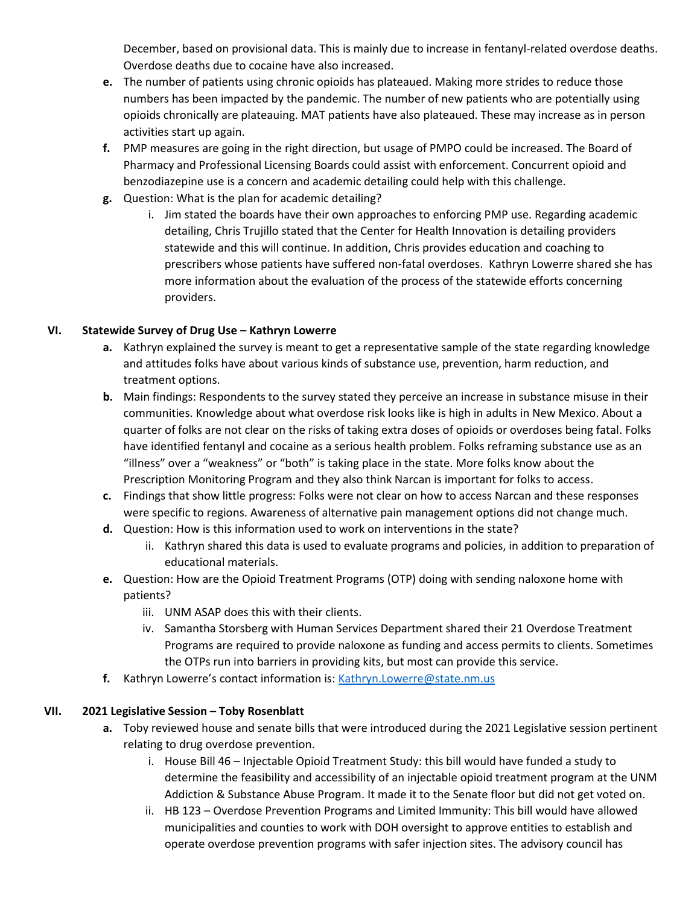December, based on provisional data. This is mainly due to increase in fentanyl-related overdose deaths. Overdose deaths due to cocaine have also increased.

- **e.** The number of patients using chronic opioids has plateaued. Making more strides to reduce those numbers has been impacted by the pandemic. The number of new patients who are potentially using opioids chronically are plateauing. MAT patients have also plateaued. These may increase as in person activities start up again.
- **f.** PMP measures are going in the right direction, but usage of PMPO could be increased. The Board of Pharmacy and Professional Licensing Boards could assist with enforcement. Concurrent opioid and benzodiazepine use is a concern and academic detailing could help with this challenge.
- **g.** Question: What is the plan for academic detailing?
    - i. Jim stated the boards have their own approaches to enforcing PMP use. Regarding academic detailing, Chris Trujillo stated that the Center for Health Innovation is detailing providers statewide and this will continue. In addition, Chris provides education and coaching to prescribers whose patients have suffered non-fatal overdoses. Kathryn Lowerre shared she has more information about the evaluation of the process of the statewide efforts concerning providers.

## VI. Statewide Survey of Drug Use – Kathryn Lowerre

- **a.** Kathryn explained the survey is meant to get a representative sample of the state regarding knowledge and attitudes folks have about various kinds of substance use, prevention, harm reduction, and treatment options.
- **b.** Main findings: Respondents to the survey stated they perceive an increase in substance misuse in their communities. Knowledge about what overdose risk looks like is high in adults in New Mexico. About a quarter of folks are not clear on the risks of taking extra doses of opioids or overdoses being fatal. Folks have identified fentanyl and cocaine as a serious health problem. Folks reframing substance use as an "illness" over a "weakness" or "both" is taking place in the state. More folks know about the Prescription Monitoring Program and they also think Narcan is important for folks to access.
- **c.** Findings that show little progress: Folks were not clear on how to access Narcan and these responses were specific to regions. Awareness of alternative pain management options did not change much.
- **d.** Question: How is this information used to work on interventions in the state?
    - ii. Kathryn shared this data is used to evaluate programs and policies, in addition to preparation of educational materials.
- **e.** Question: How are the Opioid Treatment Programs (OTP) doing with sending naloxone home with patients?
    - iii. UNM ASAP does this with their clients.
    - iv. Samantha Storsberg with Human Services Department shared their 21 Overdose Treatment Programs are required to provide naloxone as funding and access permits to clients. Sometimes the OTPs run into barriers in providing kits, but most can provide this service.
- **f.** Kathryn Lowerre's contact information is: Kathryn.Lowerre@state.nm.us

## VII. 2021 Legislative Session – Toby Rosenblatt

- **a.** Toby reviewed house and senate bills that were introduced during the 2021 Legislative session pertinent relating to drug overdose prevention.
    - i. House Bill 46 – Injectable Opioid Treatment Study: this bill would have funded a study to determine the feasibility and accessibility of an injectable opioid treatment program at the UNM Addiction & Substance Abuse Program. It made it to the Senate floor but did not get voted on.
    - ii. HB 123 – Overdose Prevention Programs and Limited Immunity: This bill would have allowed municipalities and counties to work with DOH oversight to approve entities to establish and operate overdose prevention programs with safer injection sites. The advisory council has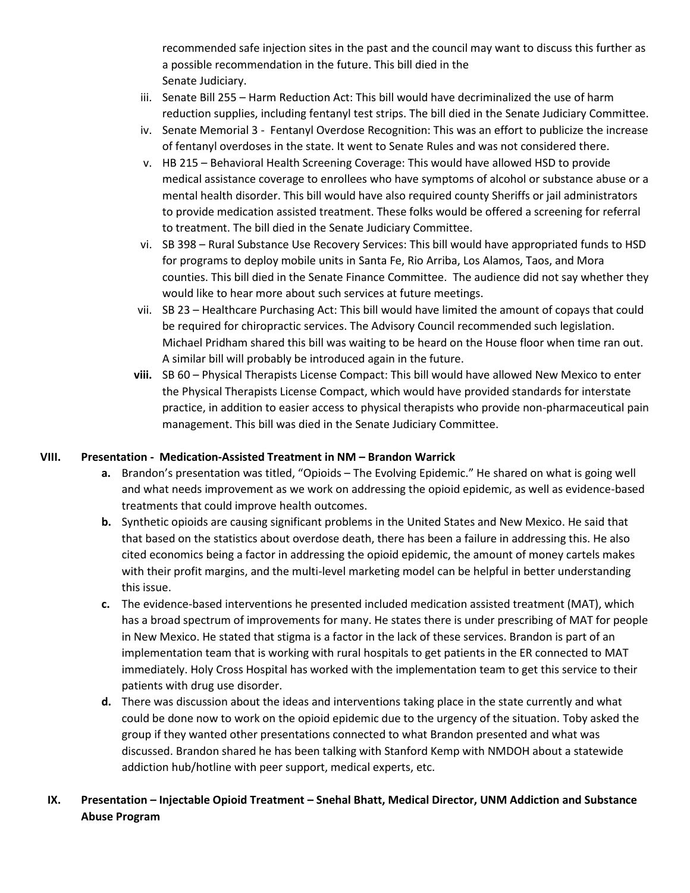recommended safe injection sites in the past and the council may want to discuss this further as a possible recommendation in the future. This bill died in the Senate Judiciary.

iii. Senate Bill 255 – Harm Reduction Act: This bill would have decriminalized the use of harm reduction supplies, including fentanyl test strips. The bill died in the Senate Judiciary Committee.

iv. Senate Memorial 3 - Fentanyl Overdose Recognition: This was an effort to publicize the increase of fentanyl overdoses in the state. It went to Senate Rules and was not considered there.

v. HB 215 – Behavioral Health Screening Coverage: This would have allowed HSD to provide medical assistance coverage to enrollees who have symptoms of alcohol or substance abuse or a mental health disorder. This bill would have also required county Sheriffs or jail administrators to provide medication assisted treatment. These folks would be offered a screening for referral to treatment. The bill died in the Senate Judiciary Committee.

vi. SB 398 – Rural Substance Use Recovery Services: This bill would have appropriated funds to HSD for programs to deploy mobile units in Santa Fe, Rio Arriba, Los Alamos, Taos, and Mora counties. This bill died in the Senate Finance Committee. The audience did not say whether they would like to hear more about such services at future meetings.

vii. SB 23 – Healthcare Purchasing Act: This bill would have limited the amount of copays that could be required for chiropractic services. The Advisory Council recommended such legislation. Michael Pridham shared this bill was waiting to be heard on the House floor when time ran out. A similar bill will probably be introduced again in the future.

**viii.** SB 60 – Physical Therapists License Compact: This bill would have allowed New Mexico to enter the Physical Therapists License Compact, which would have provided standards for interstate practice, in addition to easier access to physical therapists who provide non-pharmaceutical pain management. This bill was died in the Senate Judiciary Committee.

## VIII. Presentation - Medication-Assisted Treatment in NM – Brandon Warrick

**a.** Brandon's presentation was titled, "Opioids – The Evolving Epidemic." He shared on what is going well and what needs improvement as we work on addressing the opioid epidemic, as well as evidence-based treatments that could improve health outcomes.

**b.** Synthetic opioids are causing significant problems in the United States and New Mexico. He said that that based on the statistics about overdose death, there has been a failure in addressing this. He also cited economics being a factor in addressing the opioid epidemic, the amount of money cartels makes with their profit margins, and the multi-level marketing model can be helpful in better understanding this issue.

**c.** The evidence-based interventions he presented included medication assisted treatment (MAT), which has a broad spectrum of improvements for many. He states there is under prescribing of MAT for people in New Mexico. He stated that stigma is a factor in the lack of these services. Brandon is part of an implementation team that is working with rural hospitals to get patients in the ER connected to MAT immediately. Holy Cross Hospital has worked with the implementation team to get this service to their patients with drug use disorder.

**d.** There was discussion about the ideas and interventions taking place in the state currently and what could be done now to work on the opioid epidemic due to the urgency of the situation. Toby asked the group if they wanted other presentations connected to what Brandon presented and what was discussed. Brandon shared he has been talking with Stanford Kemp with NMDOH about a statewide addiction hub/hotline with peer support, medical experts, etc.

## IX. Presentation – Injectable Opioid Treatment – Snehal Bhatt, Medical Director, UNM Addiction and Substance Abuse Program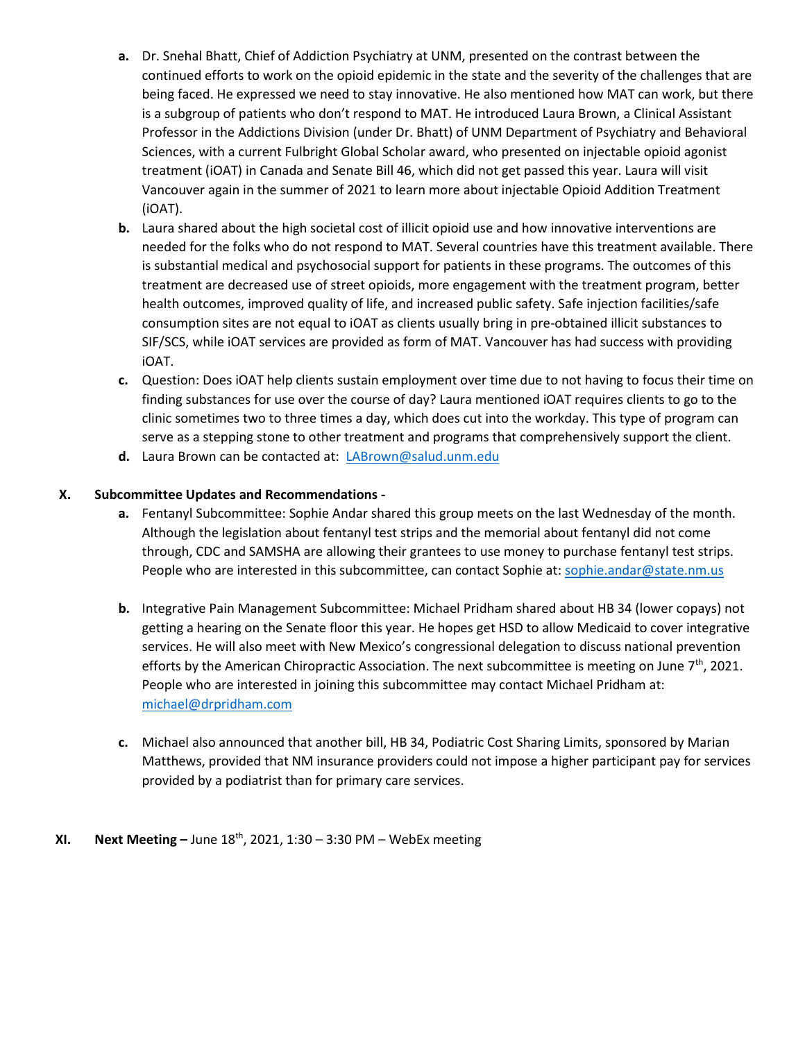a. Dr. Snehal Bhatt, Chief of Addiction Psychiatry at UNM, presented on the contrast between the continued efforts to work on the opioid epidemic in the state and the severity of the challenges that are being faced. He expressed we need to stay innovative. He also mentioned how MAT can work, but there is a subgroup of patients who don't respond to MAT. He introduced Laura Brown, a Clinical Assistant Professor in the Addictions Division (under Dr. Bhatt) of UNM Department of Psychiatry and Behavioral Sciences, with a current Fulbright Global Scholar award, who presented on injectable opioid agonist treatment (iOAT) in Canada and Senate Bill 46, which did not get passed this year. Laura will visit Vancouver again in the summer of 2021 to learn more about injectable Opioid Addition Treatment (iOAT).

b. Laura shared about the high societal cost of illicit opioid use and how innovative interventions are needed for the folks who do not respond to MAT. Several countries have this treatment available. There is substantial medical and psychosocial support for patients in these programs. The outcomes of this treatment are decreased use of street opioids, more engagement with the treatment program, better health outcomes, improved quality of life, and increased public safety. Safe injection facilities/safe consumption sites are not equal to iOAT as clients usually bring in pre-obtained illicit substances to SIF/SCS, while iOAT services are provided as form of MAT. Vancouver has had success with providing iOAT.

c. Question: Does iOAT help clients sustain employment over time due to not having to focus their time on finding substances for use over the course of day? Laura mentioned iOAT requires clients to go to the clinic sometimes two to three times a day, which does cut into the workday. This type of program can serve as a stepping stone to other treatment and programs that comprehensively support the client.

d. Laura Brown can be contacted at: LABrown@salud.unm.edu

## X. Subcommittee Updates and Recommendations -

a. Fentanyl Subcommittee: Sophie Andar shared this group meets on the last Wednesday of the month. Although the legislation about fentanyl test strips and the memorial about fentanyl did not come through, CDC and SAMSHA are allowing their grantees to use money to purchase fentanyl test strips. People who are interested in this subcommittee, can contact Sophie at: sophie.andar@state.nm.us

b. Integrative Pain Management Subcommittee: Michael Pridham shared about HB 34 (lower copays) not getting a hearing on the Senate floor this year. He hopes get HSD to allow Medicaid to cover integrative services. He will also meet with New Mexico's congressional delegation to discuss national prevention efforts by the American Chiropractic Association. The next subcommittee is meeting on June 7th, 2021. People who are interested in joining this subcommittee may contact Michael Pridham at: michael@drpridham.com

c. Michael also announced that another bill, HB 34, Podiatric Cost Sharing Limits, sponsored by Marian Matthews, provided that NM insurance providers could not impose a higher participant pay for services provided by a podiatrist than for primary care services.

## XI. Next Meeting – June 18th, 2021, 1:30 – 3:30 PM – WebEx meeting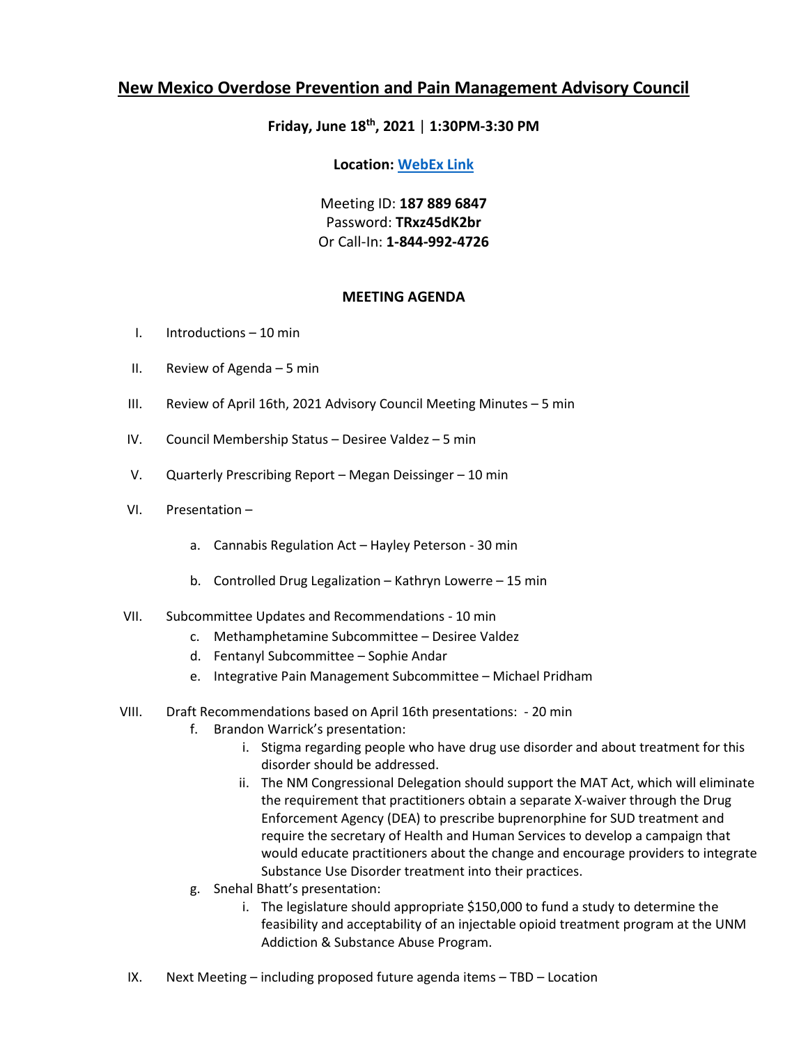# New Mexico Overdose Prevention and Pain Management Advisory Council

**Friday, June 18th, 2021 | 1:30PM-3:30 PM**

**Location: WebEx Link**

Meeting ID: **187 889 6847**
Password: **TRxz45dK2br**
Or Call-In: **1-844-992-4726**

## MEETING AGENDA

I. Introductions – 10 min

II. Review of Agenda – 5 min

III. Review of April 16th, 2021 Advisory Council Meeting Minutes – 5 min

IV. Council Membership Status – Desiree Valdez – 5 min

V. Quarterly Prescribing Report – Megan Deissinger – 10 min

VI. Presentation –

  a. Cannabis Regulation Act – Hayley Peterson - 30 min

  b. Controlled Drug Legalization – Kathryn Lowerre – 15 min

VII. Subcommittee Updates and Recommendations - 10 min
  c. Methamphetamine Subcommittee – Desiree Valdez
  d. Fentanyl Subcommittee – Sophie Andar
  e. Integrative Pain Management Subcommittee – Michael Pridham

VIII. Draft Recommendations based on April 16th presentations: - 20 min
  f. Brandon Warrick's presentation:
    i. Stigma regarding people who have drug use disorder and about treatment for this disorder should be addressed.
    ii. The NM Congressional Delegation should support the MAT Act, which will eliminate the requirement that practitioners obtain a separate X-waiver through the Drug Enforcement Agency (DEA) to prescribe buprenorphine for SUD treatment and require the secretary of Health and Human Services to develop a campaign that would educate practitioners about the change and encourage providers to integrate Substance Use Disorder treatment into their practices.
  g. Snehal Bhatt's presentation:
    i. The legislature should appropriate $150,000 to fund a study to determine the feasibility and acceptability of an injectable opioid treatment program at the UNM Addiction & Substance Abuse Program.

IX. Next Meeting – including proposed future agenda items – TBD – Location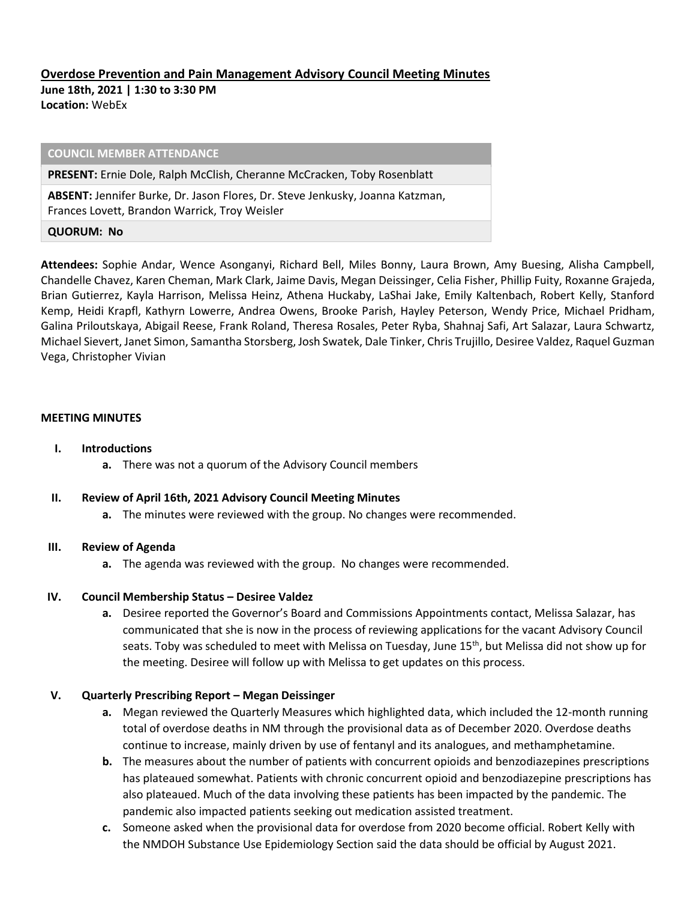## Overdose Prevention and Pain Management Advisory Council Meeting Minutes

**June 18th, 2021 | 1:30 to 3:30 PM**
**Location:** WebEx

| COUNCIL MEMBER ATTENDANCE |
|---|
| **PRESENT:** Ernie Dole, Ralph McClish, Cheranne McCracken, Toby Rosenblatt |
| **ABSENT:** Jennifer Burke, Dr. Jason Flores, Dr. Steve Jenkusky, Joanna Katzman, Frances Lovett, Brandon Warrick, Troy Weisler |
| **QUORUM: No** |

**Attendees:** Sophie Andar, Wence Asonganyi, Richard Bell, Miles Bonny, Laura Brown, Amy Buesing, Alisha Campbell, Chandelle Chavez, Karen Cheman, Mark Clark, Jaime Davis, Megan Deissinger, Celia Fisher, Phillip Fuity, Roxanne Grajeda, Brian Gutierrez, Kayla Harrison, Melissa Heinz, Athena Huckaby, LaShai Jake, Emily Kaltenbach, Robert Kelly, Stanford Kemp, Heidi Krapfl, Kathyrn Lowerre, Andrea Owens, Brooke Parish, Hayley Peterson, Wendy Price, Michael Pridham, Galina Priloutskaya, Abigail Reese, Frank Roland, Theresa Rosales, Peter Ryba, Shahnaj Safi, Art Salazar, Laura Schwartz, Michael Sievert, Janet Simon, Samantha Storsberg, Josh Swatek, Dale Tinker, Chris Trujillo, Desiree Valdez, Raquel Guzman Vega, Christopher Vivian

### MEETING MINUTES

**I. Introductions**

a. There was not a quorum of the Advisory Council members

**II. Review of April 16th, 2021 Advisory Council Meeting Minutes**

a. The minutes were reviewed with the group. No changes were recommended.

**III. Review of Agenda**

a. The agenda was reviewed with the group. No changes were recommended.

**IV. Council Membership Status – Desiree Valdez**

a. Desiree reported the Governor's Board and Commissions Appointments contact, Melissa Salazar, has communicated that she is now in the process of reviewing applications for the vacant Advisory Council seats. Toby was scheduled to meet with Melissa on Tuesday, June 15th, but Melissa did not show up for the meeting. Desiree will follow up with Melissa to get updates on this process.

**V. Quarterly Prescribing Report – Megan Deissinger**

a. Megan reviewed the Quarterly Measures which highlighted data, which included the 12-month running total of overdose deaths in NM through the provisional data as of December 2020. Overdose deaths continue to increase, mainly driven by use of fentanyl and its analogues, and methamphetamine.

b. The measures about the number of patients with concurrent opioids and benzodiazepines prescriptions has plateaued somewhat. Patients with chronic concurrent opioid and benzodiazepine prescriptions has also plateaued. Much of the data involving these patients has been impacted by the pandemic. The pandemic also impacted patients seeking out medication assisted treatment.

c. Someone asked when the provisional data for overdose from 2020 become official. Robert Kelly with the NMDOH Substance Use Epidemiology Section said the data should be official by August 2021.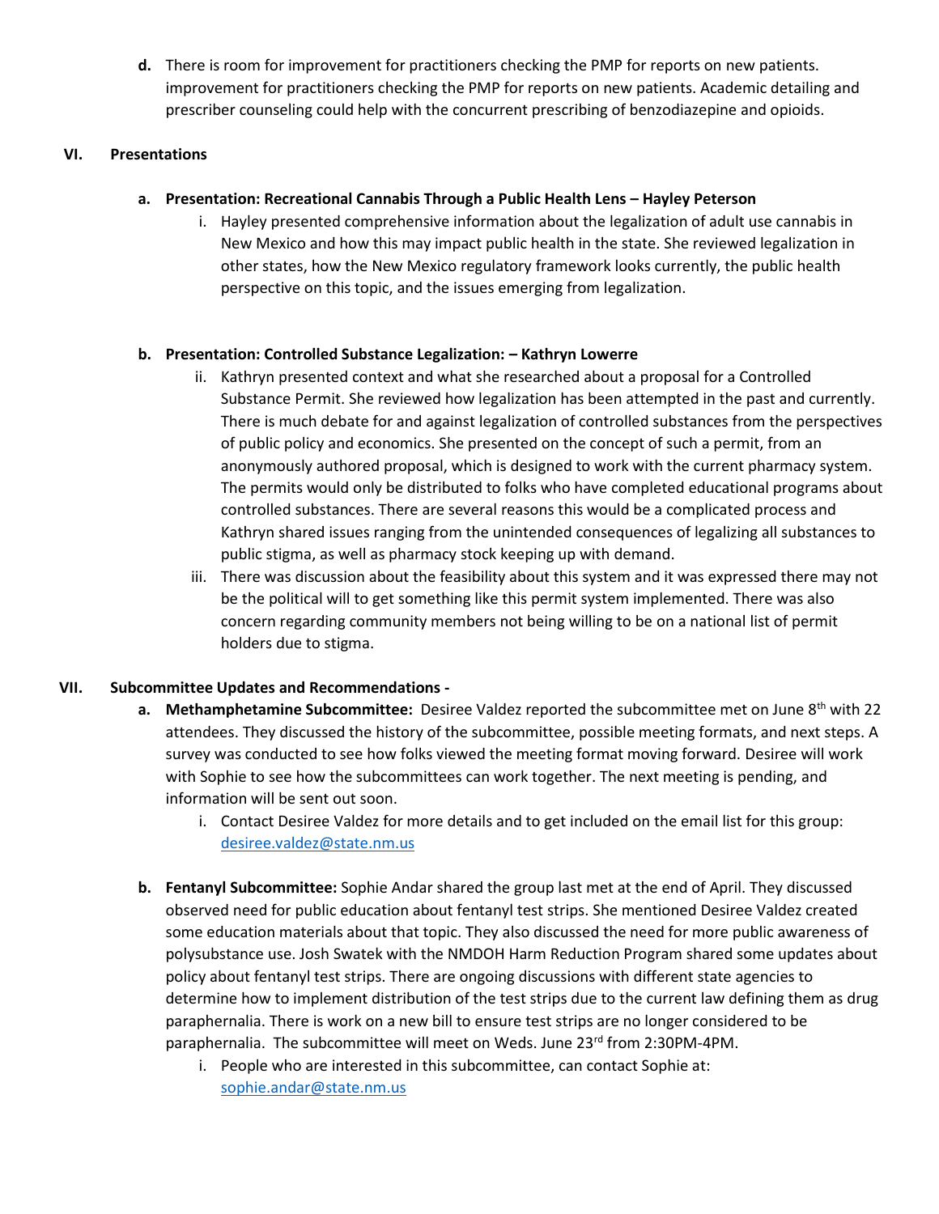**d.** There is room for improvement for practitioners checking the PMP for reports on new patients. improvement for practitioners checking the PMP for reports on new patients. Academic detailing and prescriber counseling could help with the concurrent prescribing of benzodiazepine and opioids.

## VI. Presentations

**a. Presentation: Recreational Cannabis Through a Public Health Lens – Hayley Peterson**

i. Hayley presented comprehensive information about the legalization of adult use cannabis in New Mexico and how this may impact public health in the state. She reviewed legalization in other states, how the New Mexico regulatory framework looks currently, the public health perspective on this topic, and the issues emerging from legalization.

**b. Presentation: Controlled Substance Legalization: – Kathryn Lowerre**

ii. Kathryn presented context and what she researched about a proposal for a Controlled Substance Permit. She reviewed how legalization has been attempted in the past and currently. There is much debate for and against legalization of controlled substances from the perspectives of public policy and economics. She presented on the concept of such a permit, from an anonymously authored proposal, which is designed to work with the current pharmacy system. The permits would only be distributed to folks who have completed educational programs about controlled substances. There are several reasons this would be a complicated process and Kathryn shared issues ranging from the unintended consequences of legalizing all substances to public stigma, as well as pharmacy stock keeping up with demand.

iii. There was discussion about the feasibility about this system and it was expressed there may not be the political will to get something like this permit system implemented. There was also concern regarding community members not being willing to be on a national list of permit holders due to stigma.

## VII. Subcommittee Updates and Recommendations -

**a. Methamphetamine Subcommittee:** Desiree Valdez reported the subcommittee met on June 8th with 22 attendees. They discussed the history of the subcommittee, possible meeting formats, and next steps. A survey was conducted to see how folks viewed the meeting format moving forward. Desiree will work with Sophie to see how the subcommittees can work together. The next meeting is pending, and information will be sent out soon.

i. Contact Desiree Valdez for more details and to get included on the email list for this group: desiree.valdez@state.nm.us

**b. Fentanyl Subcommittee:** Sophie Andar shared the group last met at the end of April. They discussed observed need for public education about fentanyl test strips. She mentioned Desiree Valdez created some education materials about that topic. They also discussed the need for more public awareness of polysubstance use. Josh Swatek with the NMDOH Harm Reduction Program shared some updates about policy about fentanyl test strips. There are ongoing discussions with different state agencies to determine how to implement distribution of the test strips due to the current law defining them as drug paraphernalia. There is work on a new bill to ensure test strips are no longer considered to be paraphernalia. The subcommittee will meet on Weds. June 23rd from 2:30PM-4PM.

i. People who are interested in this subcommittee, can contact Sophie at: sophie.andar@state.nm.us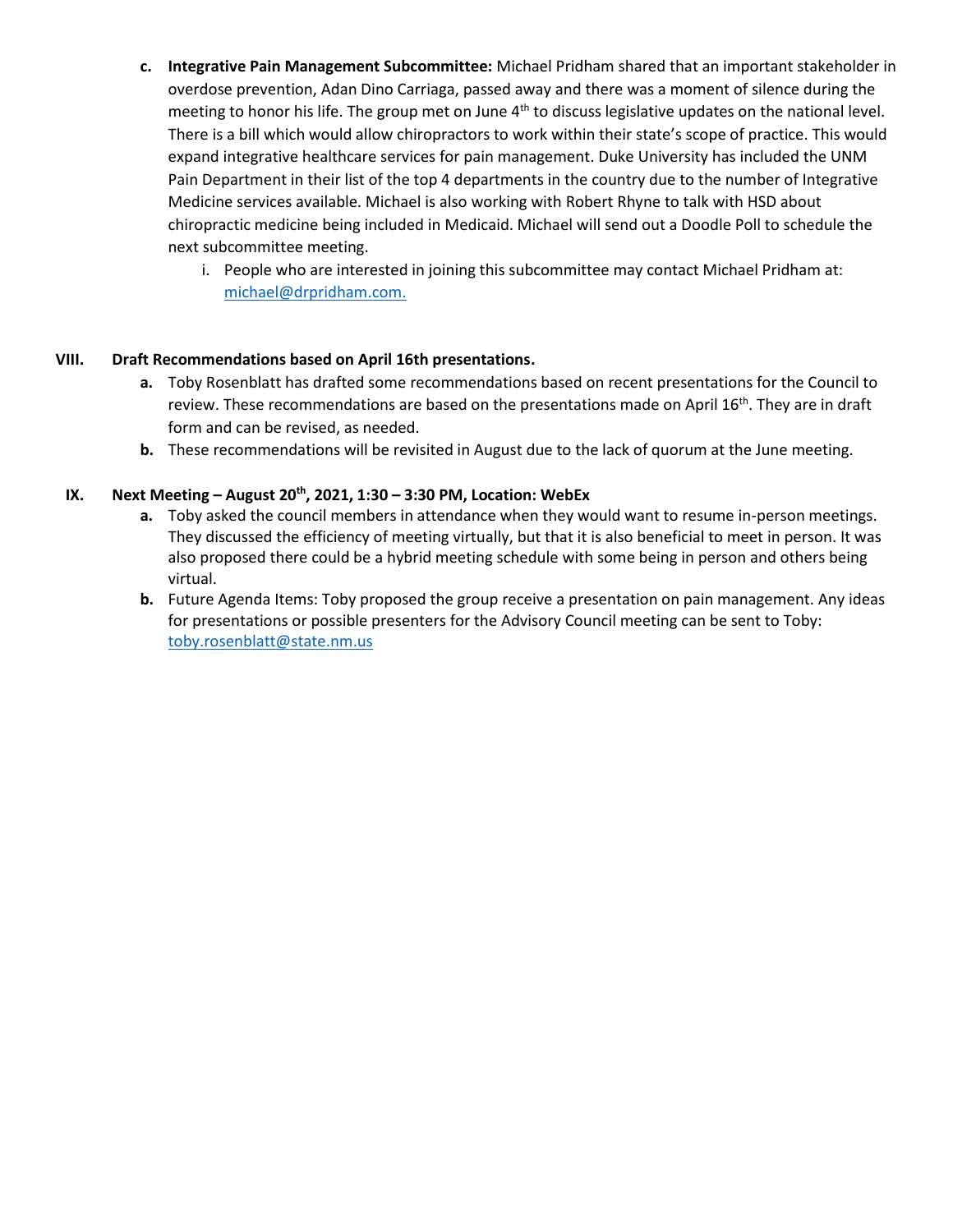c. **Integrative Pain Management Subcommittee:** Michael Pridham shared that an important stakeholder in overdose prevention, Adan Dino Carriaga, passed away and there was a moment of silence during the meeting to honor his life. The group met on June 4th to discuss legislative updates on the national level. There is a bill which would allow chiropractors to work within their state's scope of practice. This would expand integrative healthcare services for pain management. Duke University has included the UNM Pain Department in their list of the top 4 departments in the country due to the number of Integrative Medicine services available. Michael is also working with Robert Rhyne to talk with HSD about chiropractic medicine being included in Medicaid. Michael will send out a Doodle Poll to schedule the next subcommittee meeting.
   i. People who are interested in joining this subcommittee may contact Michael Pridham at: michael@drpridham.com.

## VIII. Draft Recommendations based on April 16th presentations.

a. Toby Rosenblatt has drafted some recommendations based on recent presentations for the Council to review. These recommendations are based on the presentations made on April 16th. They are in draft form and can be revised, as needed.

b. These recommendations will be revisited in August due to the lack of quorum at the June meeting.

## IX. Next Meeting – August 20th, 2021, 1:30 – 3:30 PM, Location: WebEx

a. Toby asked the council members in attendance when they would want to resume in-person meetings. They discussed the efficiency of meeting virtually, but that it is also beneficial to meet in person. It was also proposed there could be a hybrid meeting schedule with some being in person and others being virtual.

b. Future Agenda Items: Toby proposed the group receive a presentation on pain management. Any ideas for presentations or possible presenters for the Advisory Council meeting can be sent to Toby: toby.rosenblatt@state.nm.us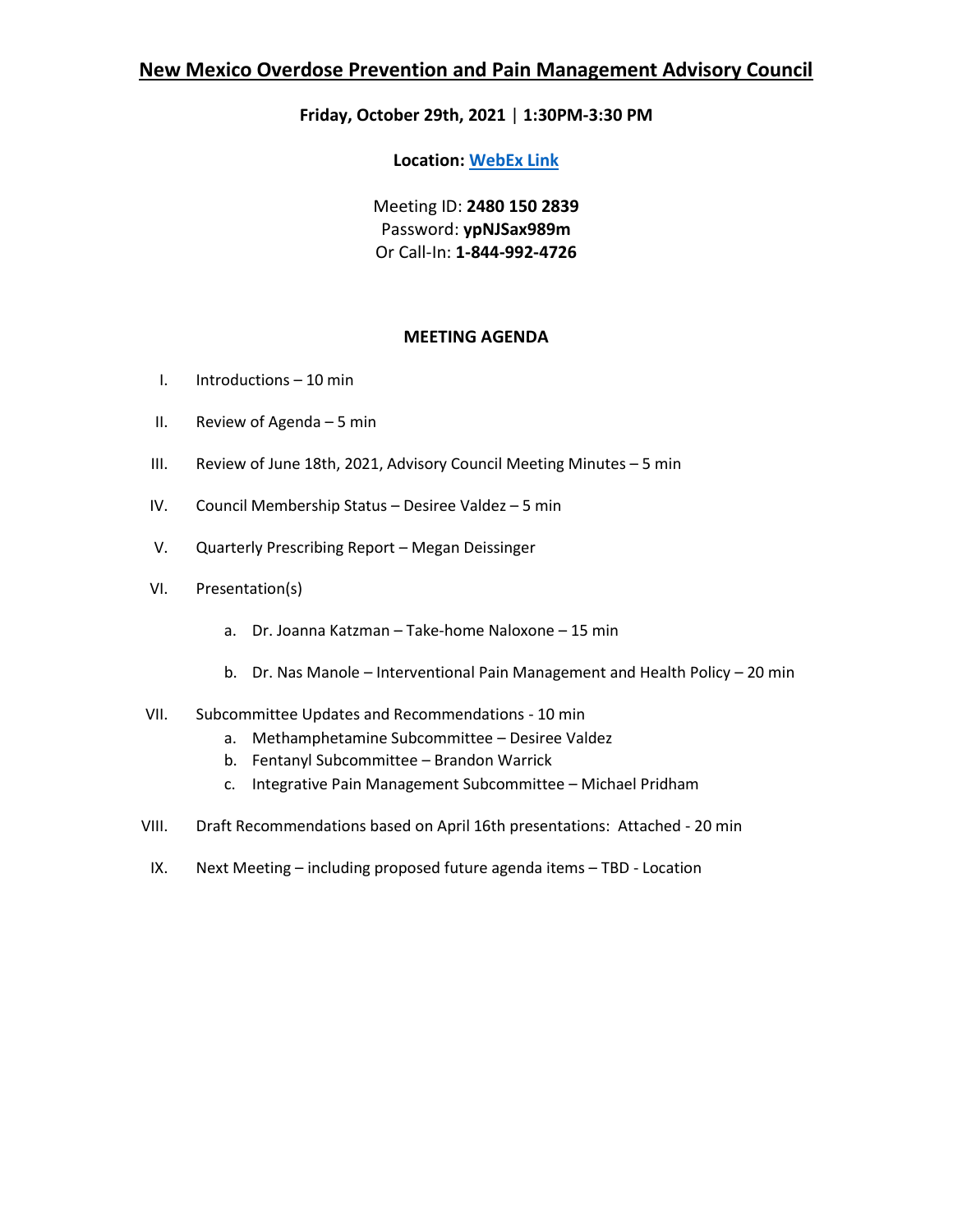# New Mexico Overdose Prevention and Pain Management Advisory Council

**Friday, October 29th, 2021 | 1:30PM-3:30 PM**

**Location: WebEx Link**

Meeting ID: **2480 150 2839**
Password: **ypNJSax989m**
Or Call-In: **1-844-992-4726**

**MEETING AGENDA**

I. Introductions – 10 min

II. Review of Agenda – 5 min

III. Review of June 18th, 2021, Advisory Council Meeting Minutes – 5 min

IV. Council Membership Status – Desiree Valdez – 5 min

V. Quarterly Prescribing Report – Megan Deissinger

VI. Presentation(s)

   a. Dr. Joanna Katzman – Take-home Naloxone – 15 min

   b. Dr. Nas Manole – Interventional Pain Management and Health Policy – 20 min

VII. Subcommittee Updates and Recommendations - 10 min
   a. Methamphetamine Subcommittee – Desiree Valdez
   b. Fentanyl Subcommittee – Brandon Warrick
   c. Integrative Pain Management Subcommittee – Michael Pridham

VIII. Draft Recommendations based on April 16th presentations: Attached - 20 min

IX. Next Meeting – including proposed future agenda items – TBD - Location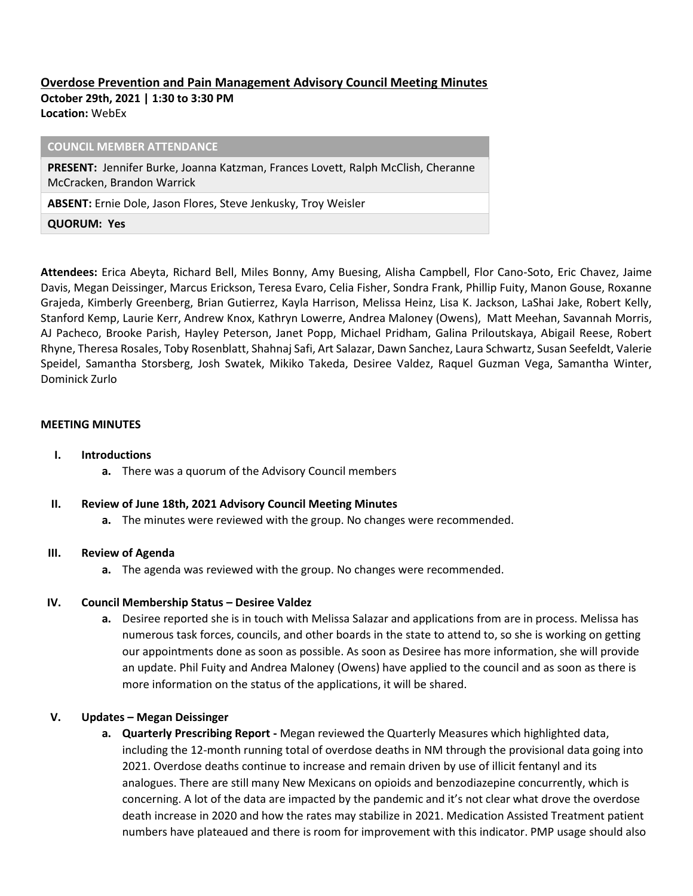## Overdose Prevention and Pain Management Advisory Council Meeting Minutes

**October 29th, 2021 | 1:30 to 3:30 PM**
**Location:** WebEx

| COUNCIL MEMBER ATTENDANCE |
|---|
| **PRESENT:** Jennifer Burke, Joanna Katzman, Frances Lovett, Ralph McClish, Cheranne McCracken, Brandon Warrick |
| **ABSENT:** Ernie Dole, Jason Flores, Steve Jenkusky, Troy Weisler |
| **QUORUM: Yes** |

**Attendees:** Erica Abeyta, Richard Bell, Miles Bonny, Amy Buesing, Alisha Campbell, Flor Cano-Soto, Eric Chavez, Jaime Davis, Megan Deissinger, Marcus Erickson, Teresa Evaro, Celia Fisher, Sondra Frank, Phillip Fuity, Manon Gouse, Roxanne Grajeda, Kimberly Greenberg, Brian Gutierrez, Kayla Harrison, Melissa Heinz, Lisa K. Jackson, LaShai Jake, Robert Kelly, Stanford Kemp, Laurie Kerr, Andrew Knox, Kathryn Lowerre, Andrea Maloney (Owens), Matt Meehan, Savannah Morris, AJ Pacheco, Brooke Parish, Hayley Peterson, Janet Popp, Michael Pridham, Galina Priloutskaya, Abigail Reese, Robert Rhyne, Theresa Rosales, Toby Rosenblatt, Shahnaj Safi, Art Salazar, Dawn Sanchez, Laura Schwartz, Susan Seefeldt, Valerie Speidel, Samantha Storsberg, Josh Swatek, Mikiko Takeda, Desiree Valdez, Raquel Guzman Vega, Samantha Winter, Dominick Zurlo

**MEETING MINUTES**

- **I. Introductions**
  - **a.** There was a quorum of the Advisory Council members
- **II. Review of June 18th, 2021 Advisory Council Meeting Minutes**
  - **a.** The minutes were reviewed with the group. No changes were recommended.
- **III. Review of Agenda**
  - **a.** The agenda was reviewed with the group. No changes were recommended.
- **IV. Council Membership Status – Desiree Valdez**
  - **a.** Desiree reported she is in touch with Melissa Salazar and applications from are in process. Melissa has numerous task forces, councils, and other boards in the state to attend to, so she is working on getting our appointments done as soon as possible. As soon as Desiree has more information, she will provide an update. Phil Fuity and Andrea Maloney (Owens) have applied to the council and as soon as there is more information on the status of the applications, it will be shared.
- **V. Updates – Megan Deissinger**
  - **a. Quarterly Prescribing Report -** Megan reviewed the Quarterly Measures which highlighted data, including the 12-month running total of overdose deaths in NM through the provisional data going into 2021. Overdose deaths continue to increase and remain driven by use of illicit fentanyl and its analogues. There are still many New Mexicans on opioids and benzodiazepine concurrently, which is concerning. A lot of the data are impacted by the pandemic and it's not clear what drove the overdose death increase in 2020 and how the rates may stabilize in 2021. Medication Assisted Treatment patient numbers have plateaued and there is room for improvement with this indicator. PMP usage should also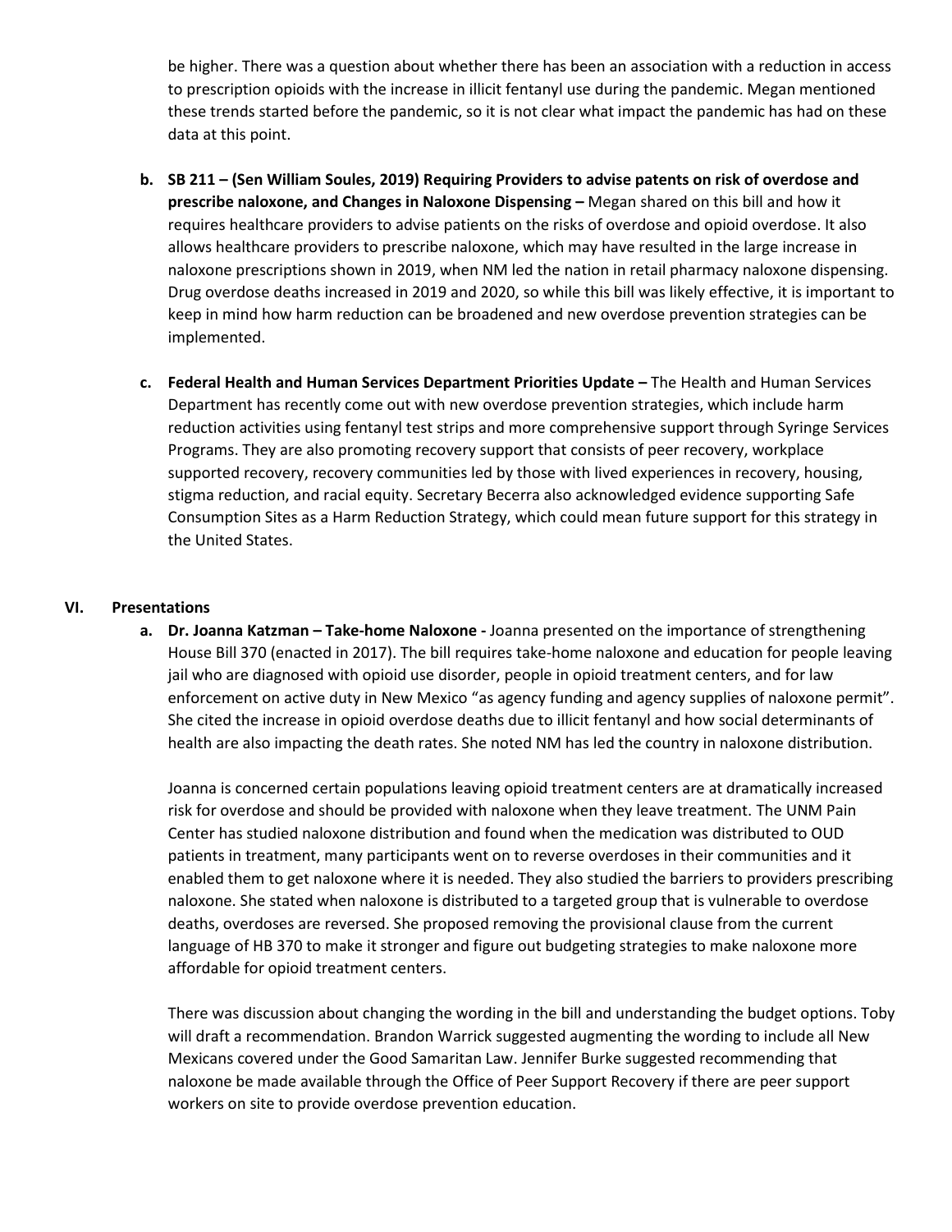be higher. There was a question about whether there has been an association with a reduction in access to prescription opioids with the increase in illicit fentanyl use during the pandemic. Megan mentioned these trends started before the pandemic, so it is not clear what impact the pandemic has had on these data at this point.

b. **SB 211 – (Sen William Soules, 2019) Requiring Providers to advise patents on risk of overdose and prescribe naloxone, and Changes in Naloxone Dispensing –** Megan shared on this bill and how it requires healthcare providers to advise patients on the risks of overdose and opioid overdose. It also allows healthcare providers to prescribe naloxone, which may have resulted in the large increase in naloxone prescriptions shown in 2019, when NM led the nation in retail pharmacy naloxone dispensing. Drug overdose deaths increased in 2019 and 2020, so while this bill was likely effective, it is important to keep in mind how harm reduction can be broadened and new overdose prevention strategies can be implemented.

c. **Federal Health and Human Services Department Priorities Update –** The Health and Human Services Department has recently come out with new overdose prevention strategies, which include harm reduction activities using fentanyl test strips and more comprehensive support through Syringe Services Programs. They are also promoting recovery support that consists of peer recovery, workplace supported recovery, recovery communities led by those with lived experiences in recovery, housing, stigma reduction, and racial equity. Secretary Becerra also acknowledged evidence supporting Safe Consumption Sites as a Harm Reduction Strategy, which could mean future support for this strategy in the United States.

## VI. Presentations

a. **Dr. Joanna Katzman – Take-home Naloxone -** Joanna presented on the importance of strengthening House Bill 370 (enacted in 2017). The bill requires take-home naloxone and education for people leaving jail who are diagnosed with opioid use disorder, people in opioid treatment centers, and for law enforcement on active duty in New Mexico "as agency funding and agency supplies of naloxone permit". She cited the increase in opioid overdose deaths due to illicit fentanyl and how social determinants of health are also impacting the death rates. She noted NM has led the country in naloxone distribution.

Joanna is concerned certain populations leaving opioid treatment centers are at dramatically increased risk for overdose and should be provided with naloxone when they leave treatment. The UNM Pain Center has studied naloxone distribution and found when the medication was distributed to OUD patients in treatment, many participants went on to reverse overdoses in their communities and it enabled them to get naloxone where it is needed. They also studied the barriers to providers prescribing naloxone. She stated when naloxone is distributed to a targeted group that is vulnerable to overdose deaths, overdoses are reversed. She proposed removing the provisional clause from the current language of HB 370 to make it stronger and figure out budgeting strategies to make naloxone more affordable for opioid treatment centers.

There was discussion about changing the wording in the bill and understanding the budget options. Toby will draft a recommendation. Brandon Warrick suggested augmenting the wording to include all New Mexicans covered under the Good Samaritan Law. Jennifer Burke suggested recommending that naloxone be made available through the Office of Peer Support Recovery if there are peer support workers on site to provide overdose prevention education.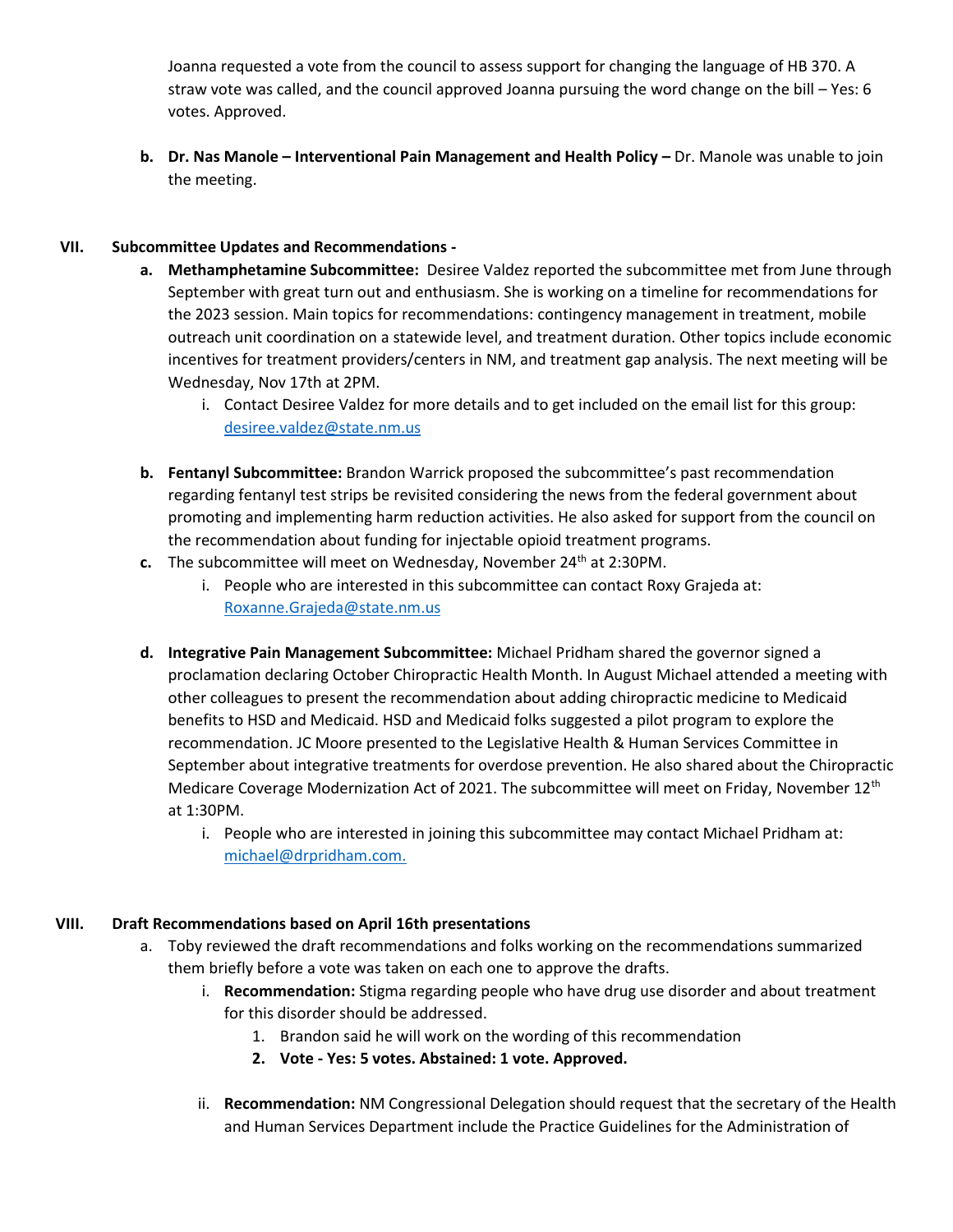Joanna requested a vote from the council to assess support for changing the language of HB 370. A straw vote was called, and the council approved Joanna pursuing the word change on the bill – Yes: 6 votes. Approved.

b. **Dr. Nas Manole – Interventional Pain Management and Health Policy –** Dr. Manole was unable to join the meeting.

## VII. Subcommittee Updates and Recommendations -

a. **Methamphetamine Subcommittee:** Desiree Valdez reported the subcommittee met from June through September with great turn out and enthusiasm. She is working on a timeline for recommendations for the 2023 session. Main topics for recommendations: contingency management in treatment, mobile outreach unit coordination on a statewide level, and treatment duration. Other topics include economic incentives for treatment providers/centers in NM, and treatment gap analysis. The next meeting will be Wednesday, Nov 17th at 2PM.

   i. Contact Desiree Valdez for more details and to get included on the email list for this group: desiree.valdez@state.nm.us

b. **Fentanyl Subcommittee:** Brandon Warrick proposed the subcommittee's past recommendation regarding fentanyl test strips be revisited considering the news from the federal government about promoting and implementing harm reduction activities. He also asked for support from the council on the recommendation about funding for injectable opioid treatment programs.

c. The subcommittee will meet on Wednesday, November 24th at 2:30PM.

   i. People who are interested in this subcommittee can contact Roxy Grajeda at: Roxanne.Grajeda@state.nm.us

d. **Integrative Pain Management Subcommittee:** Michael Pridham shared the governor signed a proclamation declaring October Chiropractic Health Month. In August Michael attended a meeting with other colleagues to present the recommendation about adding chiropractic medicine to Medicaid benefits to HSD and Medicaid. HSD and Medicaid folks suggested a pilot program to explore the recommendation. JC Moore presented to the Legislative Health & Human Services Committee in September about integrative treatments for overdose prevention. He also shared about the Chiropractic Medicare Coverage Modernization Act of 2021. The subcommittee will meet on Friday, November 12th at 1:30PM.

   i. People who are interested in joining this subcommittee may contact Michael Pridham at: michael@drpridham.com.

## VIII. Draft Recommendations based on April 16th presentations

a. Toby reviewed the draft recommendations and folks working on the recommendations summarized them briefly before a vote was taken on each one to approve the drafts.

   i. **Recommendation:** Stigma regarding people who have drug use disorder and about treatment for this disorder should be addressed.

      1. Brandon said he will work on the wording of this recommendation
      2. **Vote - Yes: 5 votes. Abstained: 1 vote. Approved.**

   ii. **Recommendation:** NM Congressional Delegation should request that the secretary of the Health and Human Services Department include the Practice Guidelines for the Administration of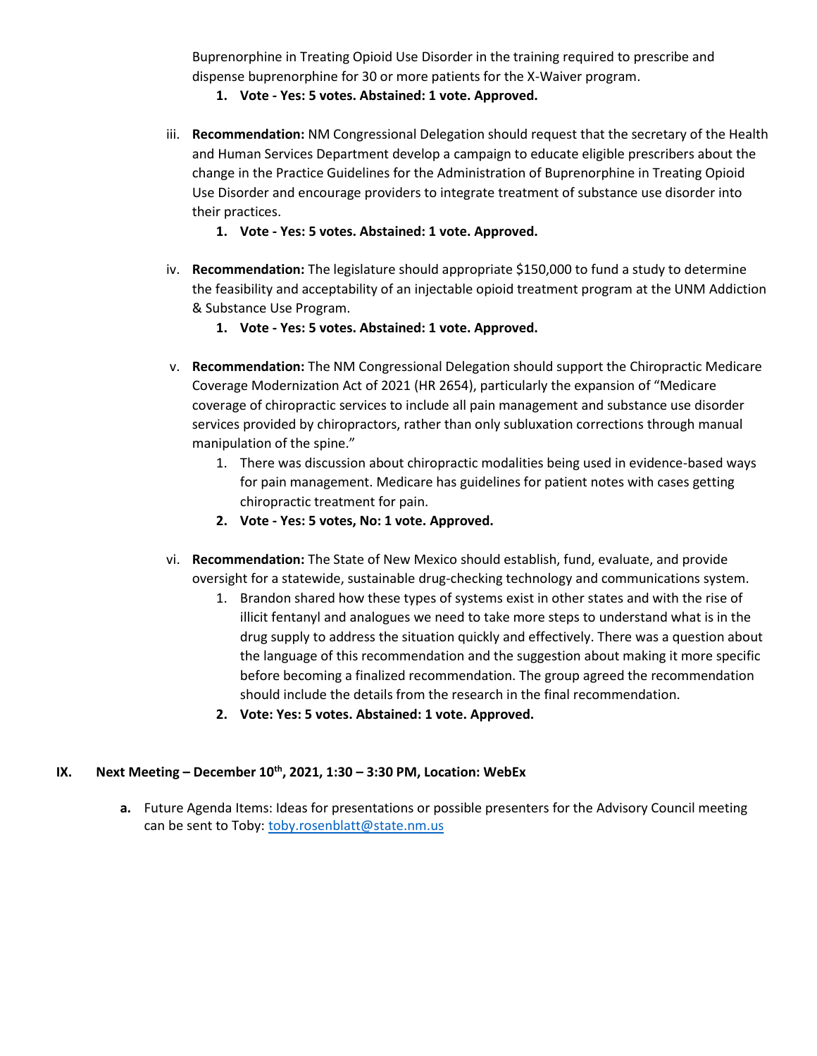Buprenorphine in Treating Opioid Use Disorder in the training required to prescribe and dispense buprenorphine for 30 or more patients for the X-Waiver program.

1. **Vote - Yes: 5 votes. Abstained: 1 vote. Approved.**

iii. **Recommendation:** NM Congressional Delegation should request that the secretary of the Health and Human Services Department develop a campaign to educate eligible prescribers about the change in the Practice Guidelines for the Administration of Buprenorphine in Treating Opioid Use Disorder and encourage providers to integrate treatment of substance use disorder into their practices.

1. **Vote - Yes: 5 votes. Abstained: 1 vote. Approved.**

iv. **Recommendation:** The legislature should appropriate $150,000 to fund a study to determine the feasibility and acceptability of an injectable opioid treatment program at the UNM Addiction & Substance Use Program.

1. **Vote - Yes: 5 votes. Abstained: 1 vote. Approved.**

v. **Recommendation:** The NM Congressional Delegation should support the Chiropractic Medicare Coverage Modernization Act of 2021 (HR 2654), particularly the expansion of "Medicare coverage of chiropractic services to include all pain management and substance use disorder services provided by chiropractors, rather than only subluxation corrections through manual manipulation of the spine."

1. There was discussion about chiropractic modalities being used in evidence-based ways for pain management. Medicare has guidelines for patient notes with cases getting chiropractic treatment for pain.
2. **Vote - Yes: 5 votes, No: 1 vote. Approved.**

vi. **Recommendation:** The State of New Mexico should establish, fund, evaluate, and provide oversight for a statewide, sustainable drug-checking technology and communications system.

1. Brandon shared how these types of systems exist in other states and with the rise of illicit fentanyl and analogues we need to take more steps to understand what is in the drug supply to address the situation quickly and effectively. There was a question about the language of this recommendation and the suggestion about making it more specific before becoming a finalized recommendation. The group agreed the recommendation should include the details from the research in the final recommendation.
2. **Vote: Yes: 5 votes. Abstained: 1 vote. Approved.**

## IX. Next Meeting – December 10th, 2021, 1:30 – 3:30 PM, Location: WebEx

a. Future Agenda Items: Ideas for presentations or possible presenters for the Advisory Council meeting can be sent to Toby: toby.rosenblatt@state.nm.us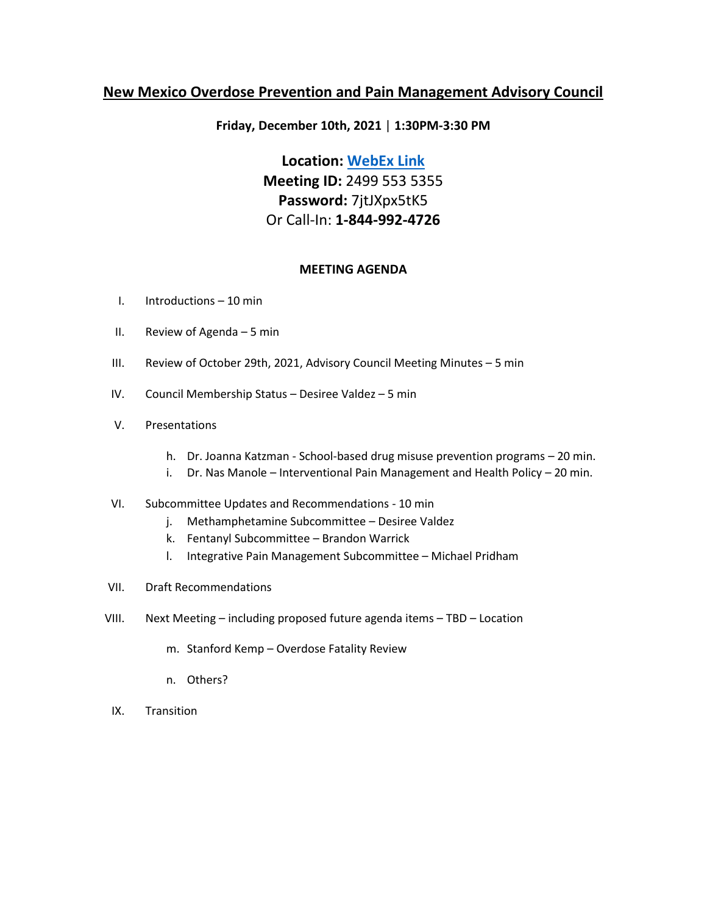# New Mexico Overdose Prevention and Pain Management Advisory Council

**Friday, December 10th, 2021 | 1:30PM-3:30 PM**

**Location: WebEx Link**
**Meeting ID:** 2499 553 5355
**Password:** 7jtJXpx5tK5
Or Call-In: **1-844-992-4726**

**MEETING AGENDA**

I. Introductions – 10 min

II. Review of Agenda – 5 min

III. Review of October 29th, 2021, Advisory Council Meeting Minutes – 5 min

IV. Council Membership Status – Desiree Valdez – 5 min

V. Presentations

   h. Dr. Joanna Katzman - School-based drug misuse prevention programs – 20 min.
   i. Dr. Nas Manole – Interventional Pain Management and Health Policy – 20 min.

VI. Subcommittee Updates and Recommendations - 10 min
   j. Methamphetamine Subcommittee – Desiree Valdez
   k. Fentanyl Subcommittee – Brandon Warrick
   l. Integrative Pain Management Subcommittee – Michael Pridham

VII. Draft Recommendations

VIII. Next Meeting – including proposed future agenda items – TBD – Location

   m. Stanford Kemp – Overdose Fatality Review

   n. Others?

IX. Transition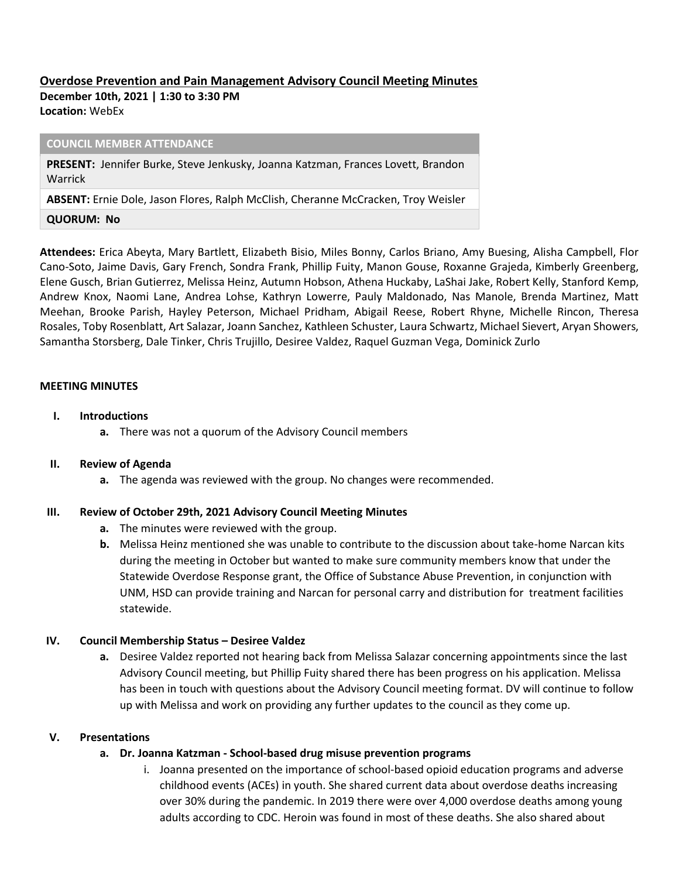**Overdose Prevention and Pain Management Advisory Council Meeting Minutes**
**December 10th, 2021 | 1:30 to 3:30 PM**
**Location:** WebEx

| COUNCIL MEMBER ATTENDANCE |
|---|
| **PRESENT:** Jennifer Burke, Steve Jenkusky, Joanna Katzman, Frances Lovett, Brandon Warrick |
| **ABSENT:** Ernie Dole, Jason Flores, Ralph McClish, Cheranne McCracken, Troy Weisler |
| **QUORUM: No** |

**Attendees:** Erica Abeyta, Mary Bartlett, Elizabeth Bisio, Miles Bonny, Carlos Briano, Amy Buesing, Alisha Campbell, Flor Cano-Soto, Jaime Davis, Gary French, Sondra Frank, Phillip Fuity, Manon Gouse, Roxanne Grajeda, Kimberly Greenberg, Elene Gusch, Brian Gutierrez, Melissa Heinz, Autumn Hobson, Athena Huckaby, LaShai Jake, Robert Kelly, Stanford Kemp, Andrew Knox, Naomi Lane, Andrea Lohse, Kathryn Lowerre, Pauly Maldonado, Nas Manole, Brenda Martinez, Matt Meehan, Brooke Parish, Hayley Peterson, Michael Pridham, Abigail Reese, Robert Rhyne, Michelle Rincon, Theresa Rosales, Toby Rosenblatt, Art Salazar, Joann Sanchez, Kathleen Schuster, Laura Schwartz, Michael Sievert, Aryan Showers, Samantha Storsberg, Dale Tinker, Chris Trujillo, Desiree Valdez, Raquel Guzman Vega, Dominick Zurlo

**MEETING MINUTES**

I. **Introductions**
   a. There was not a quorum of the Advisory Council members

II. **Review of Agenda**
   a. The agenda was reviewed with the group. No changes were recommended.

III. **Review of October 29th, 2021 Advisory Council Meeting Minutes**
   a. The minutes were reviewed with the group.
   b. Melissa Heinz mentioned she was unable to contribute to the discussion about take-home Narcan kits during the meeting in October but wanted to make sure community members know that under the Statewide Overdose Response grant, the Office of Substance Abuse Prevention, in conjunction with UNM, HSD can provide training and Narcan for personal carry and distribution for treatment facilities statewide.

IV. **Council Membership Status – Desiree Valdez**
   a. Desiree Valdez reported not hearing back from Melissa Salazar concerning appointments since the last Advisory Council meeting, but Phillip Fuity shared there has been progress on his application. Melissa has been in touch with questions about the Advisory Council meeting format. DV will continue to follow up with Melissa and work on providing any further updates to the council as they come up.

V. **Presentations**
   a. **Dr. Joanna Katzman - School-based drug misuse prevention programs**
      i. Joanna presented on the importance of school-based opioid education programs and adverse childhood events (ACEs) in youth. She shared current data about overdose deaths increasing over 30% during the pandemic. In 2019 there were over 4,000 overdose deaths among young adults according to CDC. Heroin was found in most of these deaths. She also shared about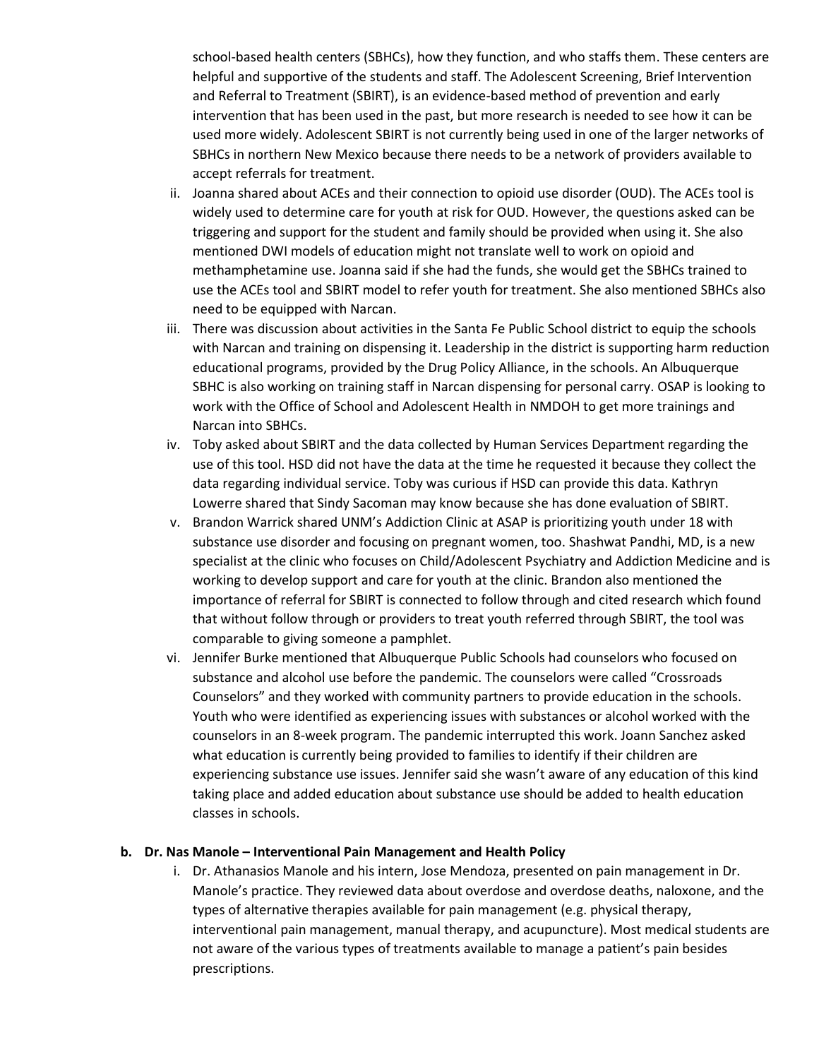school-based health centers (SBHCs), how they function, and who staffs them. These centers are helpful and supportive of the students and staff. The Adolescent Screening, Brief Intervention and Referral to Treatment (SBIRT), is an evidence-based method of prevention and early intervention that has been used in the past, but more research is needed to see how it can be used more widely. Adolescent SBIRT is not currently being used in one of the larger networks of SBHCs in northern New Mexico because there needs to be a network of providers available to accept referrals for treatment.

ii. Joanna shared about ACEs and their connection to opioid use disorder (OUD). The ACEs tool is widely used to determine care for youth at risk for OUD. However, the questions asked can be triggering and support for the student and family should be provided when using it. She also mentioned DWI models of education might not translate well to work on opioid and methamphetamine use. Joanna said if she had the funds, she would get the SBHCs trained to use the ACEs tool and SBIRT model to refer youth for treatment. She also mentioned SBHCs also need to be equipped with Narcan.

iii. There was discussion about activities in the Santa Fe Public School district to equip the schools with Narcan and training on dispensing it. Leadership in the district is supporting harm reduction educational programs, provided by the Drug Policy Alliance, in the schools. An Albuquerque SBHC is also working on training staff in Narcan dispensing for personal carry. OSAP is looking to work with the Office of School and Adolescent Health in NMDOH to get more trainings and Narcan into SBHCs.

iv. Toby asked about SBIRT and the data collected by Human Services Department regarding the use of this tool. HSD did not have the data at the time he requested it because they collect the data regarding individual service. Toby was curious if HSD can provide this data. Kathryn Lowerre shared that Sindy Sacoman may know because she has done evaluation of SBIRT.

v. Brandon Warrick shared UNM's Addiction Clinic at ASAP is prioritizing youth under 18 with substance use disorder and focusing on pregnant women, too. Shashwat Pandhi, MD, is a new specialist at the clinic who focuses on Child/Adolescent Psychiatry and Addiction Medicine and is working to develop support and care for youth at the clinic. Brandon also mentioned the importance of referral for SBIRT is connected to follow through and cited research which found that without follow through or providers to treat youth referred through SBIRT, the tool was comparable to giving someone a pamphlet.

vi. Jennifer Burke mentioned that Albuquerque Public Schools had counselors who focused on substance and alcohol use before the pandemic. The counselors were called "Crossroads Counselors" and they worked with community partners to provide education in the schools. Youth who were identified as experiencing issues with substances or alcohol worked with the counselors in an 8-week program. The pandemic interrupted this work. Joann Sanchez asked what education is currently being provided to families to identify if their children are experiencing substance use issues. Jennifer said she wasn't aware of any education of this kind taking place and added education about substance use should be added to health education classes in schools.

**b. Dr. Nas Manole – Interventional Pain Management and Health Policy**

i. Dr. Athanasios Manole and his intern, Jose Mendoza, presented on pain management in Dr. Manole's practice. They reviewed data about overdose and overdose deaths, naloxone, and the types of alternative therapies available for pain management (e.g. physical therapy, interventional pain management, manual therapy, and acupuncture). Most medical students are not aware of the various types of treatments available to manage a patient's pain besides prescriptions.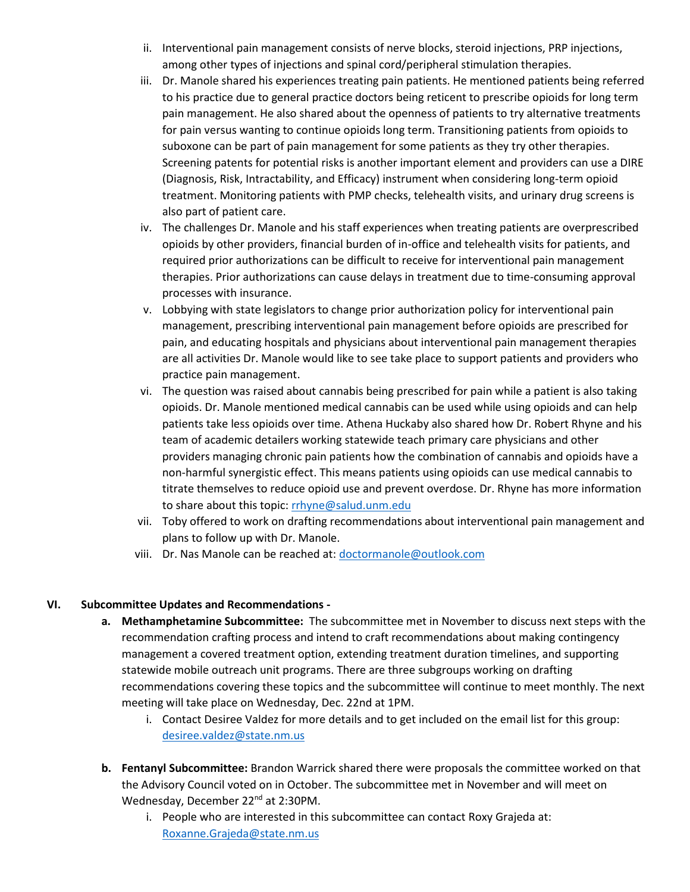ii. Interventional pain management consists of nerve blocks, steroid injections, PRP injections, among other types of injections and spinal cord/peripheral stimulation therapies.

iii. Dr. Manole shared his experiences treating pain patients. He mentioned patients being referred to his practice due to general practice doctors being reticent to prescribe opioids for long term pain management. He also shared about the openness of patients to try alternative treatments for pain versus wanting to continue opioids long term. Transitioning patients from opioids to suboxone can be part of pain management for some patients as they try other therapies. Screening patents for potential risks is another important element and providers can use a DIRE (Diagnosis, Risk, Intractability, and Efficacy) instrument when considering long-term opioid treatment. Monitoring patients with PMP checks, telehealth visits, and urinary drug screens is also part of patient care.

iv. The challenges Dr. Manole and his staff experiences when treating patients are overprescribed opioids by other providers, financial burden of in-office and telehealth visits for patients, and required prior authorizations can be difficult to receive for interventional pain management therapies. Prior authorizations can cause delays in treatment due to time-consuming approval processes with insurance.

v. Lobbying with state legislators to change prior authorization policy for interventional pain management, prescribing interventional pain management before opioids are prescribed for pain, and educating hospitals and physicians about interventional pain management therapies are all activities Dr. Manole would like to see take place to support patients and providers who practice pain management.

vi. The question was raised about cannabis being prescribed for pain while a patient is also taking opioids. Dr. Manole mentioned medical cannabis can be used while using opioids and can help patients take less opioids over time. Athena Huckaby also shared how Dr. Robert Rhyne and his team of academic detailers working statewide teach primary care physicians and other providers managing chronic pain patients how the combination of cannabis and opioids have a non-harmful synergistic effect. This means patients using opioids can use medical cannabis to titrate themselves to reduce opioid use and prevent overdose. Dr. Rhyne has more information to share about this topic: rrhyne@salud.unm.edu

vii. Toby offered to work on drafting recommendations about interventional pain management and plans to follow up with Dr. Manole.

viii. Dr. Nas Manole can be reached at: doctormanole@outlook.com

## VI. Subcommittee Updates and Recommendations -

**a. Methamphetamine Subcommittee:** The subcommittee met in November to discuss next steps with the recommendation crafting process and intend to craft recommendations about making contingency management a covered treatment option, extending treatment duration timelines, and supporting statewide mobile outreach unit programs. There are three subgroups working on drafting recommendations covering these topics and the subcommittee will continue to meet monthly. The next meeting will take place on Wednesday, Dec. 22nd at 1PM.

i. Contact Desiree Valdez for more details and to get included on the email list for this group: desiree.valdez@state.nm.us

**b. Fentanyl Subcommittee:** Brandon Warrick shared there were proposals the committee worked on that the Advisory Council voted on in October. The subcommittee met in November and will meet on Wednesday, December 22nd at 2:30PM.

i. People who are interested in this subcommittee can contact Roxy Grajeda at: Roxanne.Grajeda@state.nm.us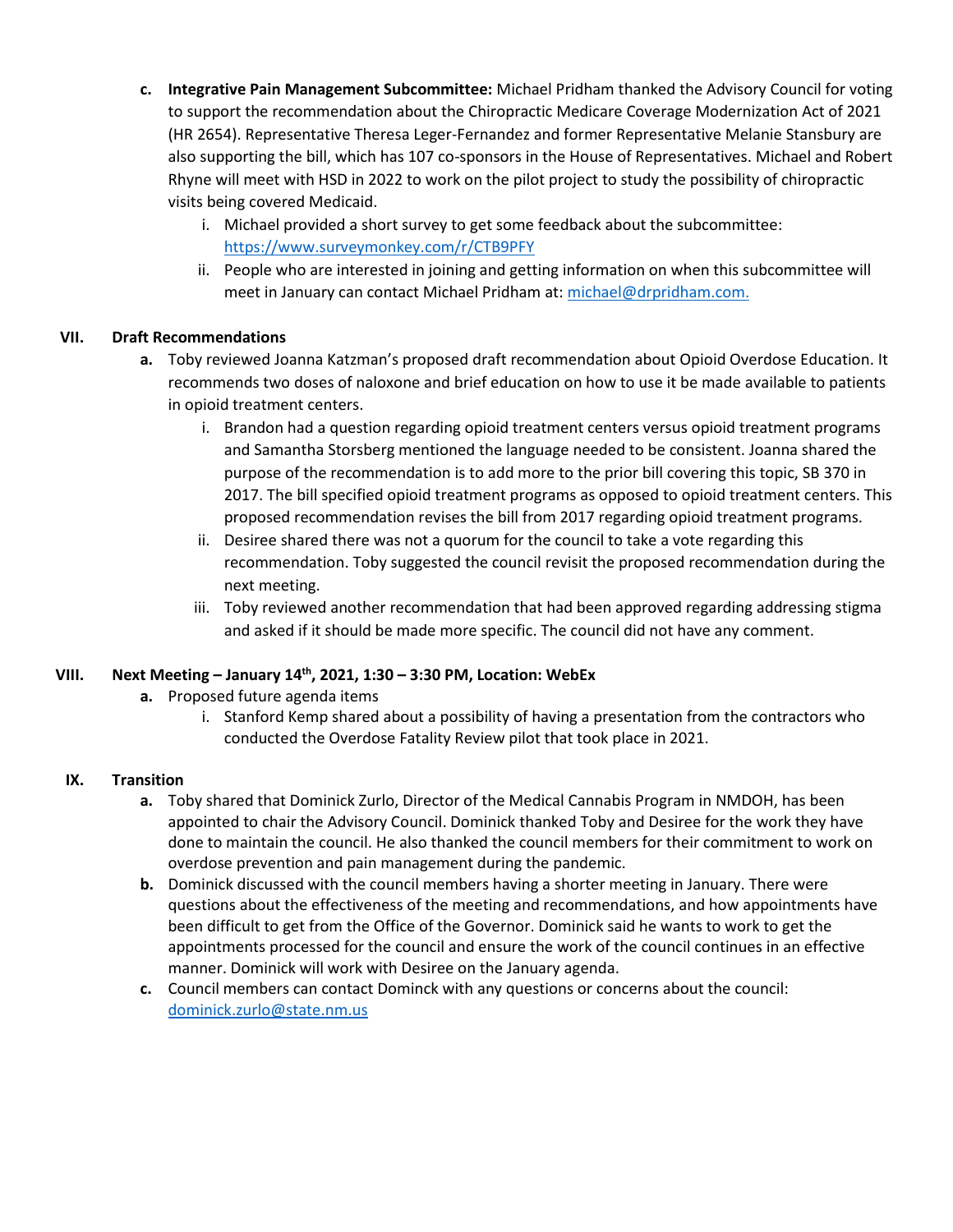c. **Integrative Pain Management Subcommittee:** Michael Pridham thanked the Advisory Council for voting to support the recommendation about the Chiropractic Medicare Coverage Modernization Act of 2021 (HR 2654). Representative Theresa Leger-Fernandez and former Representative Melanie Stansbury are also supporting the bill, which has 107 co-sponsors in the House of Representatives. Michael and Robert Rhyne will meet with HSD in 2022 to work on the pilot project to study the possibility of chiropractic visits being covered Medicaid.
   i. Michael provided a short survey to get some feedback about the subcommittee: https://www.surveymonkey.com/r/CTB9PFY
   ii. People who are interested in joining and getting information on when this subcommittee will meet in January can contact Michael Pridham at: michael@drpridham.com.

## VII. Draft Recommendations

a. Toby reviewed Joanna Katzman's proposed draft recommendation about Opioid Overdose Education. It recommends two doses of naloxone and brief education on how to use it be made available to patients in opioid treatment centers.
   i. Brandon had a question regarding opioid treatment centers versus opioid treatment programs and Samantha Storsberg mentioned the language needed to be consistent. Joanna shared the purpose of the recommendation is to add more to the prior bill covering this topic, SB 370 in 2017. The bill specified opioid treatment programs as opposed to opioid treatment centers. This proposed recommendation revises the bill from 2017 regarding opioid treatment programs.
   ii. Desiree shared there was not a quorum for the council to take a vote regarding this recommendation. Toby suggested the council revisit the proposed recommendation during the next meeting.
   iii. Toby reviewed another recommendation that had been approved regarding addressing stigma and asked if it should be made more specific. The council did not have any comment.

## VIII. Next Meeting – January 14th, 2021, 1:30 – 3:30 PM, Location: WebEx

a. Proposed future agenda items
   i. Stanford Kemp shared about a possibility of having a presentation from the contractors who conducted the Overdose Fatality Review pilot that took place in 2021.

## IX. Transition

a. Toby shared that Dominick Zurlo, Director of the Medical Cannabis Program in NMDOH, has been appointed to chair the Advisory Council. Dominick thanked Toby and Desiree for the work they have done to maintain the council. He also thanked the council members for their commitment to work on overdose prevention and pain management during the pandemic.

b. Dominick discussed with the council members having a shorter meeting in January. There were questions about the effectiveness of the meeting and recommendations, and how appointments have been difficult to get from the Office of the Governor. Dominick said he wants to work to get the appointments processed for the council and ensure the work of the council continues in an effective manner. Dominick will work with Desiree on the January agenda.

c. Council members can contact Dominck with any questions or concerns about the council: dominick.zurlo@state.nm.us